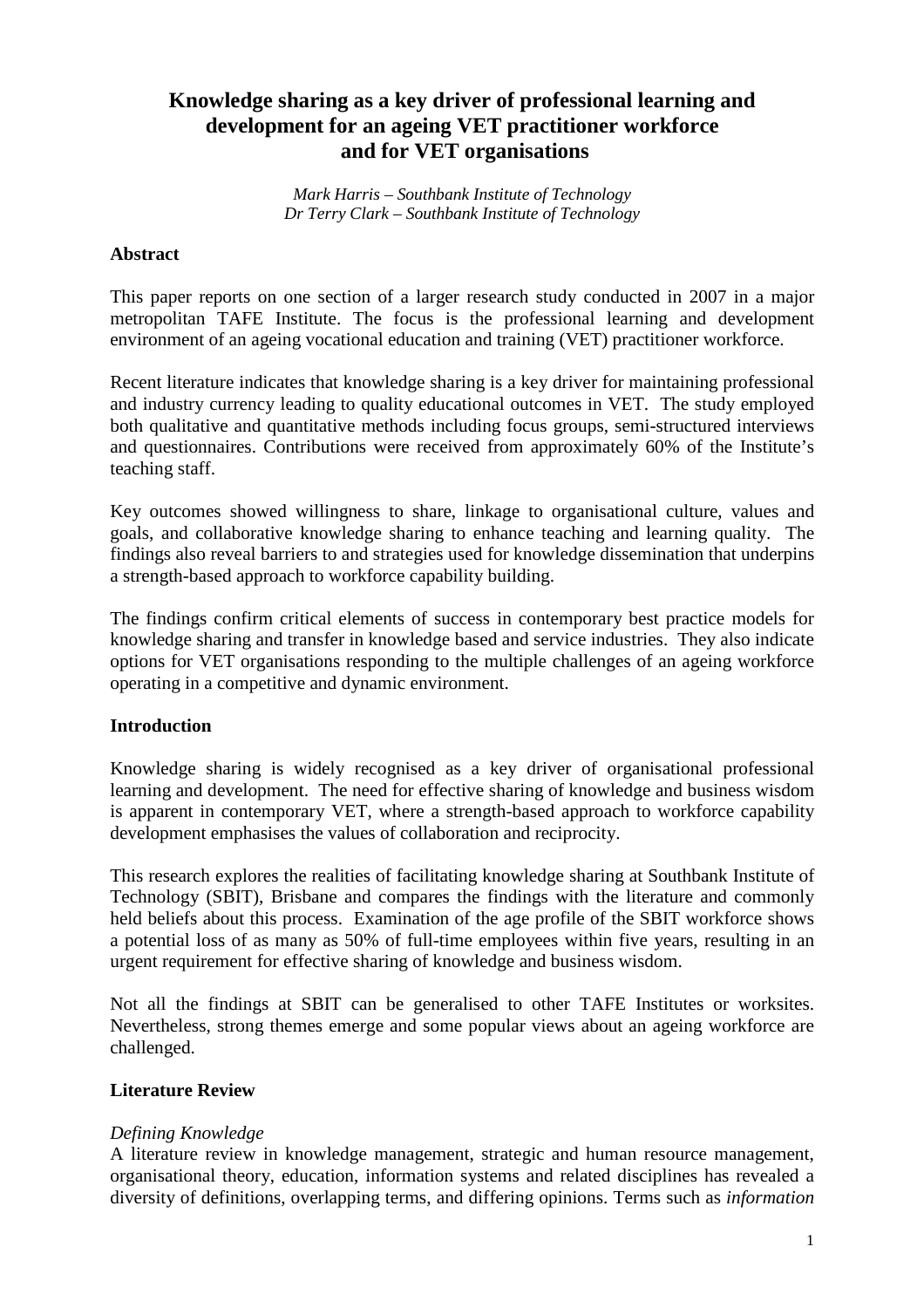# Knowledge sharing as a key driver of professional learning and development for an ageing VET practitioner workforce and for VET organisations

*Mark Harris – Southbank Institute of Technology*
*Dr Terry Clark – Southbank Institute of Technology*

## Abstract

This paper reports on one section of a larger research study conducted in 2007 in a major metropolitan TAFE Institute. The focus is the professional learning and development environment of an ageing vocational education and training (VET) practitioner workforce.

Recent literature indicates that knowledge sharing is a key driver for maintaining professional and industry currency leading to quality educational outcomes in VET. The study employed both qualitative and quantitative methods including focus groups, semi-structured interviews and questionnaires. Contributions were received from approximately 60% of the Institute's teaching staff.

Key outcomes showed willingness to share, linkage to organisational culture, values and goals, and collaborative knowledge sharing to enhance teaching and learning quality. The findings also reveal barriers to and strategies used for knowledge dissemination that underpins a strength-based approach to workforce capability building.

The findings confirm critical elements of success in contemporary best practice models for knowledge sharing and transfer in knowledge based and service industries. They also indicate options for VET organisations responding to the multiple challenges of an ageing workforce operating in a competitive and dynamic environment.

## Introduction

Knowledge sharing is widely recognised as a key driver of organisational professional learning and development. The need for effective sharing of knowledge and business wisdom is apparent in contemporary VET, where a strength-based approach to workforce capability development emphasises the values of collaboration and reciprocity.

This research explores the realities of facilitating knowledge sharing at Southbank Institute of Technology (SBIT), Brisbane and compares the findings with the literature and commonly held beliefs about this process. Examination of the age profile of the SBIT workforce shows a potential loss of as many as 50% of full-time employees within five years, resulting in an urgent requirement for effective sharing of knowledge and business wisdom.

Not all the findings at SBIT can be generalised to other TAFE Institutes or worksites. Nevertheless, strong themes emerge and some popular views about an ageing workforce are challenged.

## Literature Review

### *Defining Knowledge*

A literature review in knowledge management, strategic and human resource management, organisational theory, education, information systems and related disciplines has revealed a diversity of definitions, overlapping terms, and differing opinions. Terms such as *information*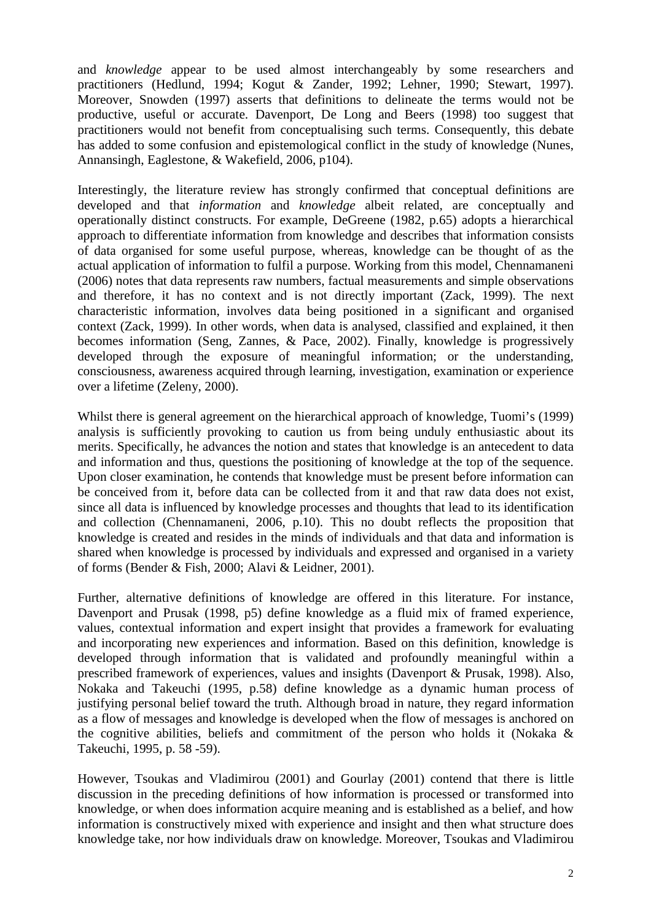and *knowledge* appear to be used almost interchangeably by some researchers and practitioners (Hedlund, 1994; Kogut & Zander, 1992; Lehner, 1990; Stewart, 1997). Moreover, Snowden (1997) asserts that definitions to delineate the terms would not be productive, useful or accurate. Davenport, De Long and Beers (1998) too suggest that practitioners would not benefit from conceptualising such terms. Consequently, this debate has added to some confusion and epistemological conflict in the study of knowledge (Nunes, Annansingh, Eaglestone, & Wakefield, 2006, p104).

Interestingly, the literature review has strongly confirmed that conceptual definitions are developed and that *information* and *knowledge* albeit related, are conceptually and operationally distinct constructs. For example, DeGreene (1982, p.65) adopts a hierarchical approach to differentiate information from knowledge and describes that information consists of data organised for some useful purpose, whereas, knowledge can be thought of as the actual application of information to fulfil a purpose. Working from this model, Chennamaneni (2006) notes that data represents raw numbers, factual measurements and simple observations and therefore, it has no context and is not directly important (Zack, 1999). The next characteristic information, involves data being positioned in a significant and organised context (Zack, 1999). In other words, when data is analysed, classified and explained, it then becomes information (Seng, Zannes, & Pace, 2002). Finally, knowledge is progressively developed through the exposure of meaningful information; or the understanding, consciousness, awareness acquired through learning, investigation, examination or experience over a lifetime (Zeleny, 2000).

Whilst there is general agreement on the hierarchical approach of knowledge, Tuomi's (1999) analysis is sufficiently provoking to caution us from being unduly enthusiastic about its merits. Specifically, he advances the notion and states that knowledge is an antecedent to data and information and thus, questions the positioning of knowledge at the top of the sequence. Upon closer examination, he contends that knowledge must be present before information can be conceived from it, before data can be collected from it and that raw data does not exist, since all data is influenced by knowledge processes and thoughts that lead to its identification and collection (Chennamaneni, 2006, p.10). This no doubt reflects the proposition that knowledge is created and resides in the minds of individuals and that data and information is shared when knowledge is processed by individuals and expressed and organised in a variety of forms (Bender & Fish, 2000; Alavi & Leidner, 2001).

Further, alternative definitions of knowledge are offered in this literature. For instance, Davenport and Prusak (1998, p5) define knowledge as a fluid mix of framed experience, values, contextual information and expert insight that provides a framework for evaluating and incorporating new experiences and information. Based on this definition, knowledge is developed through information that is validated and profoundly meaningful within a prescribed framework of experiences, values and insights (Davenport & Prusak, 1998). Also, Nokaka and Takeuchi (1995, p.58) define knowledge as a dynamic human process of justifying personal belief toward the truth. Although broad in nature, they regard information as a flow of messages and knowledge is developed when the flow of messages is anchored on the cognitive abilities, beliefs and commitment of the person who holds it (Nokaka & Takeuchi, 1995, p. 58 -59).

However, Tsoukas and Vladimirou (2001) and Gourlay (2001) contend that there is little discussion in the preceding definitions of how information is processed or transformed into knowledge, or when does information acquire meaning and is established as a belief, and how information is constructively mixed with experience and insight and then what structure does knowledge take, nor how individuals draw on knowledge. Moreover, Tsoukas and Vladimirou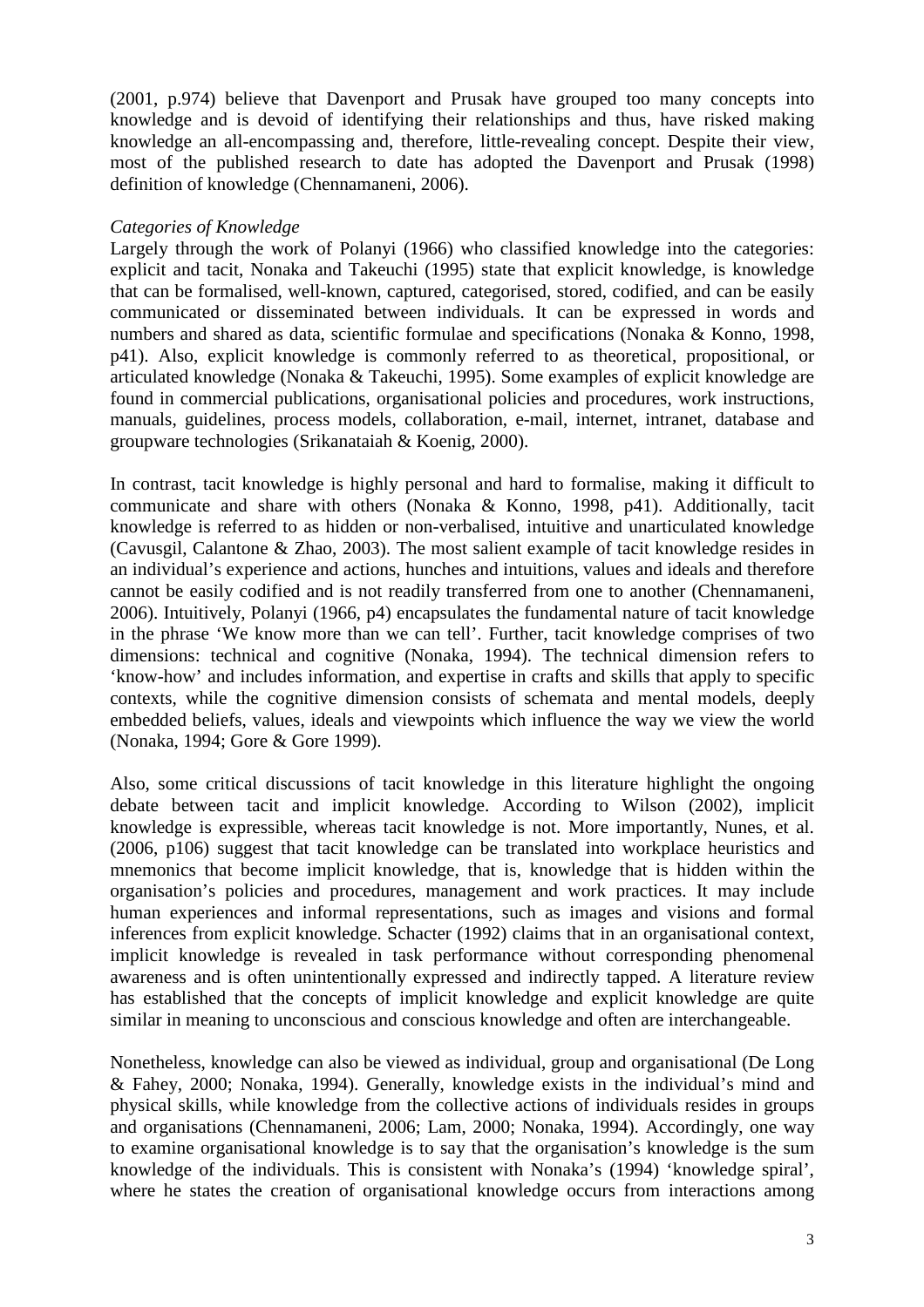(2001, p.974) believe that Davenport and Prusak have grouped too many concepts into knowledge and is devoid of identifying their relationships and thus, have risked making knowledge an all-encompassing and, therefore, little-revealing concept. Despite their view, most of the published research to date has adopted the Davenport and Prusak (1998) definition of knowledge (Chennamaneni, 2006).

*Categories of Knowledge*

Largely through the work of Polanyi (1966) who classified knowledge into the categories: explicit and tacit, Nonaka and Takeuchi (1995) state that explicit knowledge, is knowledge that can be formalised, well-known, captured, categorised, stored, codified, and can be easily communicated or disseminated between individuals. It can be expressed in words and numbers and shared as data, scientific formulae and specifications (Nonaka & Konno, 1998, p41). Also, explicit knowledge is commonly referred to as theoretical, propositional, or articulated knowledge (Nonaka & Takeuchi, 1995). Some examples of explicit knowledge are found in commercial publications, organisational policies and procedures, work instructions, manuals, guidelines, process models, collaboration, e-mail, internet, intranet, database and groupware technologies (Srikanataiah & Koenig, 2000).

In contrast, tacit knowledge is highly personal and hard to formalise, making it difficult to communicate and share with others (Nonaka & Konno, 1998, p41). Additionally, tacit knowledge is referred to as hidden or non-verbalised, intuitive and unarticulated knowledge (Cavusgil, Calantone & Zhao, 2003). The most salient example of tacit knowledge resides in an individual's experience and actions, hunches and intuitions, values and ideals and therefore cannot be easily codified and is not readily transferred from one to another (Chennamaneni, 2006). Intuitively, Polanyi (1966, p4) encapsulates the fundamental nature of tacit knowledge in the phrase 'We know more than we can tell'. Further, tacit knowledge comprises of two dimensions: technical and cognitive (Nonaka, 1994). The technical dimension refers to 'know-how' and includes information, and expertise in crafts and skills that apply to specific contexts, while the cognitive dimension consists of schemata and mental models, deeply embedded beliefs, values, ideals and viewpoints which influence the way we view the world (Nonaka, 1994; Gore & Gore 1999).

Also, some critical discussions of tacit knowledge in this literature highlight the ongoing debate between tacit and implicit knowledge. According to Wilson (2002), implicit knowledge is expressible, whereas tacit knowledge is not. More importantly, Nunes, et al. (2006, p106) suggest that tacit knowledge can be translated into workplace heuristics and mnemonics that become implicit knowledge, that is, knowledge that is hidden within the organisation's policies and procedures, management and work practices. It may include human experiences and informal representations, such as images and visions and formal inferences from explicit knowledge. Schacter (1992) claims that in an organisational context, implicit knowledge is revealed in task performance without corresponding phenomenal awareness and is often unintentionally expressed and indirectly tapped. A literature review has established that the concepts of implicit knowledge and explicit knowledge are quite similar in meaning to unconscious and conscious knowledge and often are interchangeable.

Nonetheless, knowledge can also be viewed as individual, group and organisational (De Long & Fahey, 2000; Nonaka, 1994). Generally, knowledge exists in the individual's mind and physical skills, while knowledge from the collective actions of individuals resides in groups and organisations (Chennamaneni, 2006; Lam, 2000; Nonaka, 1994). Accordingly, one way to examine organisational knowledge is to say that the organisation's knowledge is the sum knowledge of the individuals. This is consistent with Nonaka's (1994) 'knowledge spiral', where he states the creation of organisational knowledge occurs from interactions among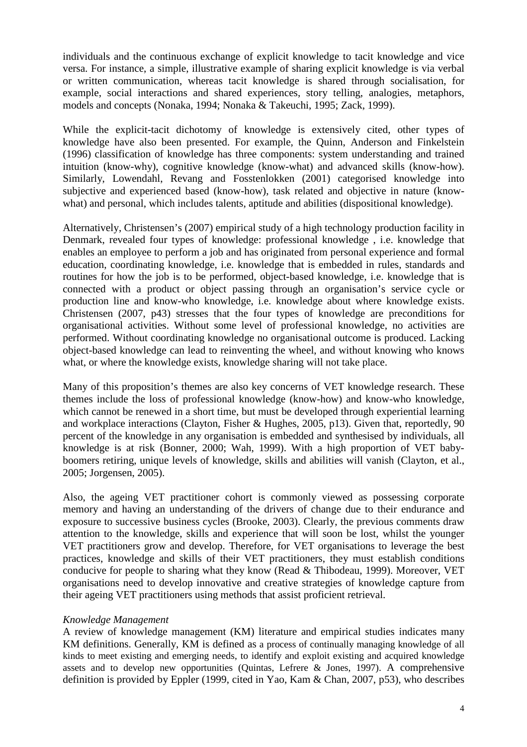individuals and the continuous exchange of explicit knowledge to tacit knowledge and vice versa. For instance, a simple, illustrative example of sharing explicit knowledge is via verbal or written communication, whereas tacit knowledge is shared through socialisation, for example, social interactions and shared experiences, story telling, analogies, metaphors, models and concepts (Nonaka, 1994; Nonaka & Takeuchi, 1995; Zack, 1999).

While the explicit-tacit dichotomy of knowledge is extensively cited, other types of knowledge have also been presented. For example, the Quinn, Anderson and Finkelstein (1996) classification of knowledge has three components: system understanding and trained intuition (know-why), cognitive knowledge (know-what) and advanced skills (know-how). Similarly, Lowendahl, Revang and Fosstenlokken (2001) categorised knowledge into subjective and experienced based (know-how), task related and objective in nature (know-what) and personal, which includes talents, aptitude and abilities (dispositional knowledge).

Alternatively, Christensen's (2007) empirical study of a high technology production facility in Denmark, revealed four types of knowledge: professional knowledge , i.e. knowledge that enables an employee to perform a job and has originated from personal experience and formal education, coordinating knowledge, i.e. knowledge that is embedded in rules, standards and routines for how the job is to be performed, object-based knowledge, i.e. knowledge that is connected with a product or object passing through an organisation's service cycle or production line and know-who knowledge, i.e. knowledge about where knowledge exists. Christensen (2007, p43) stresses that the four types of knowledge are preconditions for organisational activities. Without some level of professional knowledge, no activities are performed. Without coordinating knowledge no organisational outcome is produced. Lacking object-based knowledge can lead to reinventing the wheel, and without knowing who knows what, or where the knowledge exists, knowledge sharing will not take place.

Many of this proposition's themes are also key concerns of VET knowledge research. These themes include the loss of professional knowledge (know-how) and know-who knowledge, which cannot be renewed in a short time, but must be developed through experiential learning and workplace interactions (Clayton, Fisher & Hughes, 2005, p13). Given that, reportedly, 90 percent of the knowledge in any organisation is embedded and synthesised by individuals, all knowledge is at risk (Bonner, 2000; Wah, 1999). With a high proportion of VET baby-boomers retiring, unique levels of knowledge, skills and abilities will vanish (Clayton, et al., 2005; Jorgensen, 2005).

Also, the ageing VET practitioner cohort is commonly viewed as possessing corporate memory and having an understanding of the drivers of change due to their endurance and exposure to successive business cycles (Brooke, 2003). Clearly, the previous comments draw attention to the knowledge, skills and experience that will soon be lost, whilst the younger VET practitioners grow and develop. Therefore, for VET organisations to leverage the best practices, knowledge and skills of their VET practitioners, they must establish conditions conducive for people to sharing what they know (Read & Thibodeau, 1999). Moreover, VET organisations need to develop innovative and creative strategies of knowledge capture from their ageing VET practitioners using methods that assist proficient retrieval.

*Knowledge Management*

A review of knowledge management (KM) literature and empirical studies indicates many KM definitions. Generally, KM is defined as a process of continually managing knowledge of all kinds to meet existing and emerging needs, to identify and exploit existing and acquired knowledge assets and to develop new opportunities (Quintas, Lefrere & Jones, 1997). A comprehensive definition is provided by Eppler (1999, cited in Yao, Kam & Chan, 2007, p53), who describes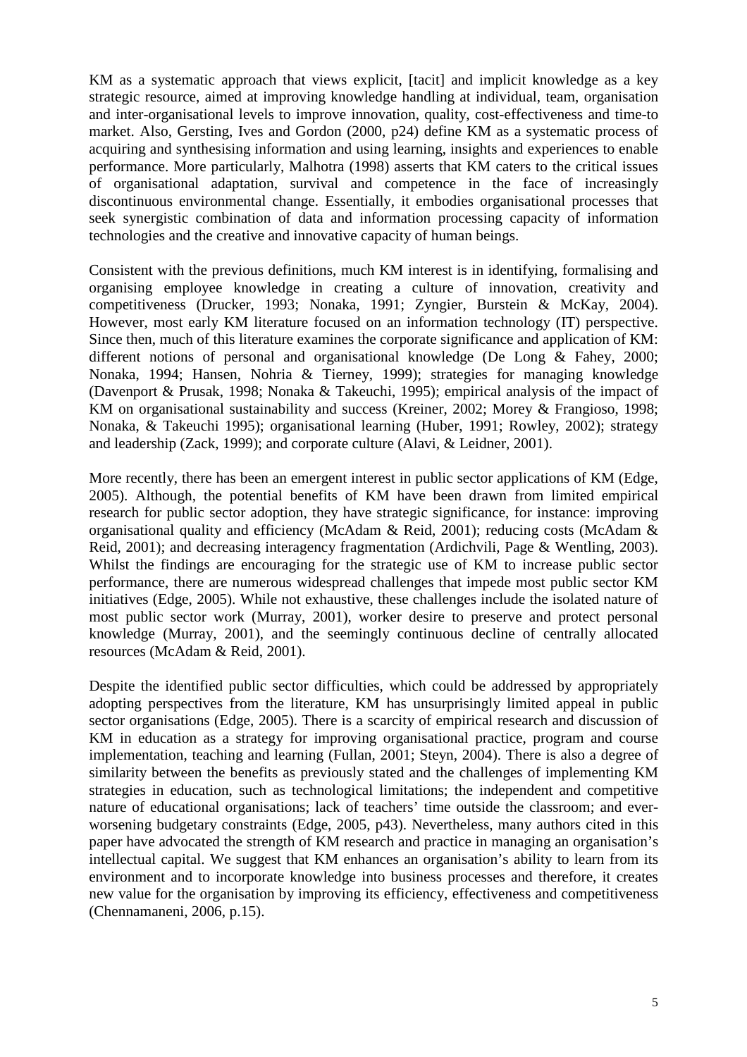KM as a systematic approach that views explicit, [tacit] and implicit knowledge as a key strategic resource, aimed at improving knowledge handling at individual, team, organisation and inter-organisational levels to improve innovation, quality, cost-effectiveness and time-to market. Also, Gersting, Ives and Gordon (2000, p24) define KM as a systematic process of acquiring and synthesising information and using learning, insights and experiences to enable performance. More particularly, Malhotra (1998) asserts that KM caters to the critical issues of organisational adaptation, survival and competence in the face of increasingly discontinuous environmental change. Essentially, it embodies organisational processes that seek synergistic combination of data and information processing capacity of information technologies and the creative and innovative capacity of human beings.

Consistent with the previous definitions, much KM interest is in identifying, formalising and organising employee knowledge in creating a culture of innovation, creativity and competitiveness (Drucker, 1993; Nonaka, 1991; Zyngier, Burstein & McKay, 2004). However, most early KM literature focused on an information technology (IT) perspective. Since then, much of this literature examines the corporate significance and application of KM: different notions of personal and organisational knowledge (De Long & Fahey, 2000; Nonaka, 1994; Hansen, Nohria & Tierney, 1999); strategies for managing knowledge (Davenport & Prusak, 1998; Nonaka & Takeuchi, 1995); empirical analysis of the impact of KM on organisational sustainability and success (Kreiner, 2002; Morey & Frangioso, 1998; Nonaka, & Takeuchi 1995); organisational learning (Huber, 1991; Rowley, 2002); strategy and leadership (Zack, 1999); and corporate culture (Alavi, & Leidner, 2001).

More recently, there has been an emergent interest in public sector applications of KM (Edge, 2005). Although, the potential benefits of KM have been drawn from limited empirical research for public sector adoption, they have strategic significance, for instance: improving organisational quality and efficiency (McAdam & Reid, 2001); reducing costs (McAdam & Reid, 2001); and decreasing interagency fragmentation (Ardichvili, Page & Wentling, 2003). Whilst the findings are encouraging for the strategic use of KM to increase public sector performance, there are numerous widespread challenges that impede most public sector KM initiatives (Edge, 2005). While not exhaustive, these challenges include the isolated nature of most public sector work (Murray, 2001), worker desire to preserve and protect personal knowledge (Murray, 2001), and the seemingly continuous decline of centrally allocated resources (McAdam & Reid, 2001).

Despite the identified public sector difficulties, which could be addressed by appropriately adopting perspectives from the literature, KM has unsurprisingly limited appeal in public sector organisations (Edge, 2005). There is a scarcity of empirical research and discussion of KM in education as a strategy for improving organisational practice, program and course implementation, teaching and learning (Fullan, 2001; Steyn, 2004). There is also a degree of similarity between the benefits as previously stated and the challenges of implementing KM strategies in education, such as technological limitations; the independent and competitive nature of educational organisations; lack of teachers' time outside the classroom; and ever-worsening budgetary constraints (Edge, 2005, p43). Nevertheless, many authors cited in this paper have advocated the strength of KM research and practice in managing an organisation's intellectual capital. We suggest that KM enhances an organisation's ability to learn from its environment and to incorporate knowledge into business processes and therefore, it creates new value for the organisation by improving its efficiency, effectiveness and competitiveness (Chennamaneni, 2006, p.15).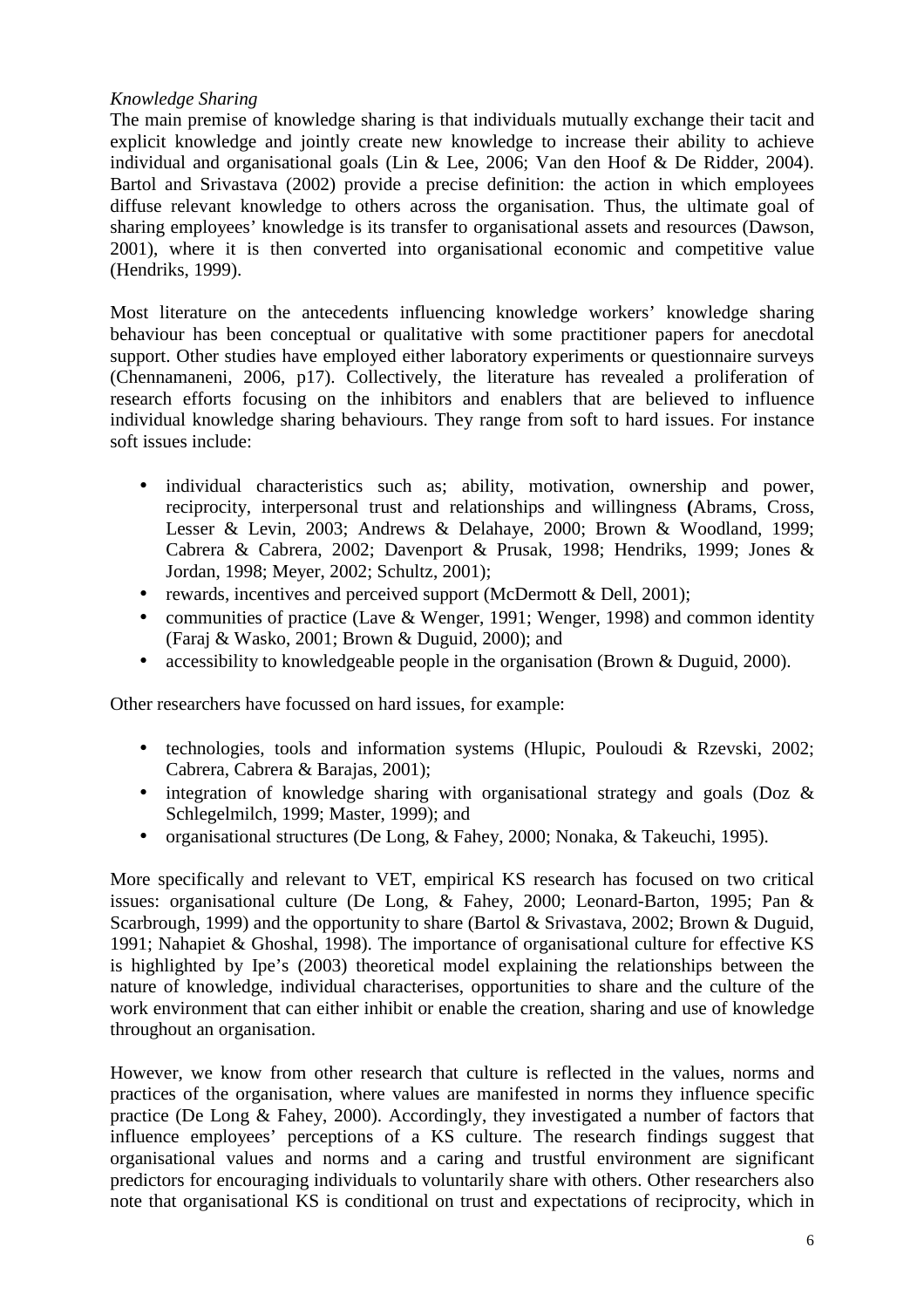*Knowledge Sharing*

The main premise of knowledge sharing is that individuals mutually exchange their tacit and explicit knowledge and jointly create new knowledge to increase their ability to achieve individual and organisational goals (Lin & Lee, 2006; Van den Hoof & De Ridder, 2004). Bartol and Srivastava (2002) provide a precise definition: the action in which employees diffuse relevant knowledge to others across the organisation. Thus, the ultimate goal of sharing employees' knowledge is its transfer to organisational assets and resources (Dawson, 2001), where it is then converted into organisational economic and competitive value (Hendriks, 1999).

Most literature on the antecedents influencing knowledge workers' knowledge sharing behaviour has been conceptual or qualitative with some practitioner papers for anecdotal support. Other studies have employed either laboratory experiments or questionnaire surveys (Chennamaneni, 2006, p17). Collectively, the literature has revealed a proliferation of research efforts focusing on the inhibitors and enablers that are believed to influence individual knowledge sharing behaviours. They range from soft to hard issues. For instance soft issues include:

- individual characteristics such as; ability, motivation, ownership and power, reciprocity, interpersonal trust and relationships and willingness **(**Abrams, Cross, Lesser & Levin, 2003; Andrews & Delahaye, 2000; Brown & Woodland, 1999; Cabrera & Cabrera, 2002; Davenport & Prusak, 1998; Hendriks, 1999; Jones & Jordan, 1998; Meyer, 2002; Schultz, 2001);
- rewards, incentives and perceived support (McDermott & Dell, 2001);
- communities of practice (Lave & Wenger, 1991; Wenger, 1998) and common identity (Faraj & Wasko, 2001; Brown & Duguid, 2000); and
- accessibility to knowledgeable people in the organisation (Brown & Duguid, 2000).

Other researchers have focussed on hard issues, for example:

- technologies, tools and information systems (Hlupic, Pouloudi & Rzevski, 2002; Cabrera, Cabrera & Barajas, 2001);
- integration of knowledge sharing with organisational strategy and goals (Doz & Schlegelmilch, 1999; Master, 1999); and
- organisational structures (De Long, & Fahey, 2000; Nonaka, & Takeuchi, 1995).

More specifically and relevant to VET, empirical KS research has focused on two critical issues: organisational culture (De Long, & Fahey, 2000; Leonard-Barton, 1995; Pan & Scarbrough, 1999) and the opportunity to share (Bartol & Srivastava, 2002; Brown & Duguid, 1991; Nahapiet & Ghoshal, 1998). The importance of organisational culture for effective KS is highlighted by Ipe's (2003) theoretical model explaining the relationships between the nature of knowledge, individual characterises, opportunities to share and the culture of the work environment that can either inhibit or enable the creation, sharing and use of knowledge throughout an organisation.

However, we know from other research that culture is reflected in the values, norms and practices of the organisation, where values are manifested in norms they influence specific practice (De Long & Fahey, 2000). Accordingly, they investigated a number of factors that influence employees' perceptions of a KS culture. The research findings suggest that organisational values and norms and a caring and trustful environment are significant predictors for encouraging individuals to voluntarily share with others. Other researchers also note that organisational KS is conditional on trust and expectations of reciprocity, which in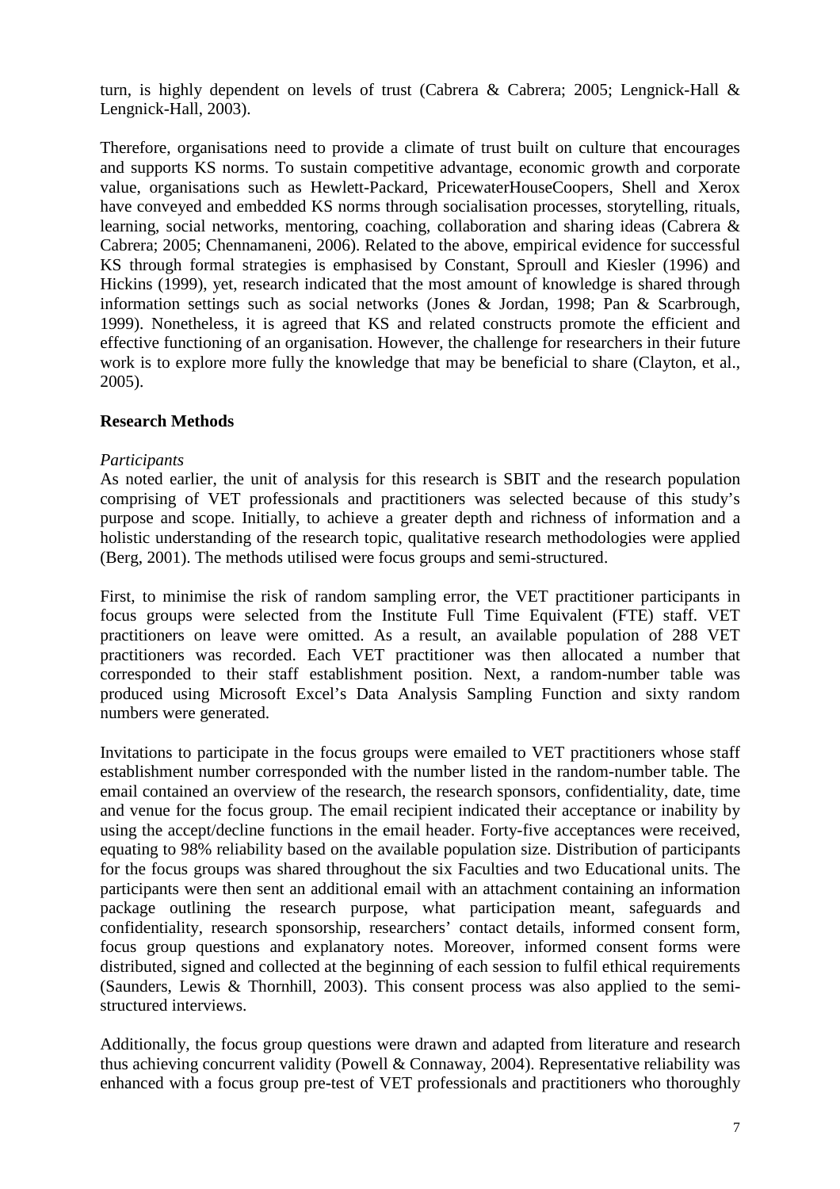turn, is highly dependent on levels of trust (Cabrera & Cabrera; 2005; Lengnick-Hall & Lengnick-Hall, 2003).

Therefore, organisations need to provide a climate of trust built on culture that encourages and supports KS norms. To sustain competitive advantage, economic growth and corporate value, organisations such as Hewlett-Packard, PricewaterHouseCoopers, Shell and Xerox have conveyed and embedded KS norms through socialisation processes, storytelling, rituals, learning, social networks, mentoring, coaching, collaboration and sharing ideas (Cabrera & Cabrera; 2005; Chennamaneni, 2006). Related to the above, empirical evidence for successful KS through formal strategies is emphasised by Constant, Sproull and Kiesler (1996) and Hickins (1999), yet, research indicated that the most amount of knowledge is shared through information settings such as social networks (Jones & Jordan, 1998; Pan & Scarbrough, 1999). Nonetheless, it is agreed that KS and related constructs promote the efficient and effective functioning of an organisation. However, the challenge for researchers in their future work is to explore more fully the knowledge that may be beneficial to share (Clayton, et al., 2005).

## Research Methods

*Participants*

As noted earlier, the unit of analysis for this research is SBIT and the research population comprising of VET professionals and practitioners was selected because of this study's purpose and scope. Initially, to achieve a greater depth and richness of information and a holistic understanding of the research topic, qualitative research methodologies were applied (Berg, 2001). The methods utilised were focus groups and semi-structured.

First, to minimise the risk of random sampling error, the VET practitioner participants in focus groups were selected from the Institute Full Time Equivalent (FTE) staff. VET practitioners on leave were omitted. As a result, an available population of 288 VET practitioners was recorded. Each VET practitioner was then allocated a number that corresponded to their staff establishment position. Next, a random-number table was produced using Microsoft Excel's Data Analysis Sampling Function and sixty random numbers were generated.

Invitations to participate in the focus groups were emailed to VET practitioners whose staff establishment number corresponded with the number listed in the random-number table. The email contained an overview of the research, the research sponsors, confidentiality, date, time and venue for the focus group. The email recipient indicated their acceptance or inability by using the accept/decline functions in the email header. Forty-five acceptances were received, equating to 98% reliability based on the available population size. Distribution of participants for the focus groups was shared throughout the six Faculties and two Educational units. The participants were then sent an additional email with an attachment containing an information package outlining the research purpose, what participation meant, safeguards and confidentiality, research sponsorship, researchers' contact details, informed consent form, focus group questions and explanatory notes. Moreover, informed consent forms were distributed, signed and collected at the beginning of each session to fulfil ethical requirements (Saunders, Lewis & Thornhill, 2003). This consent process was also applied to the semi-structured interviews.

Additionally, the focus group questions were drawn and adapted from literature and research thus achieving concurrent validity (Powell & Connaway, 2004). Representative reliability was enhanced with a focus group pre-test of VET professionals and practitioners who thoroughly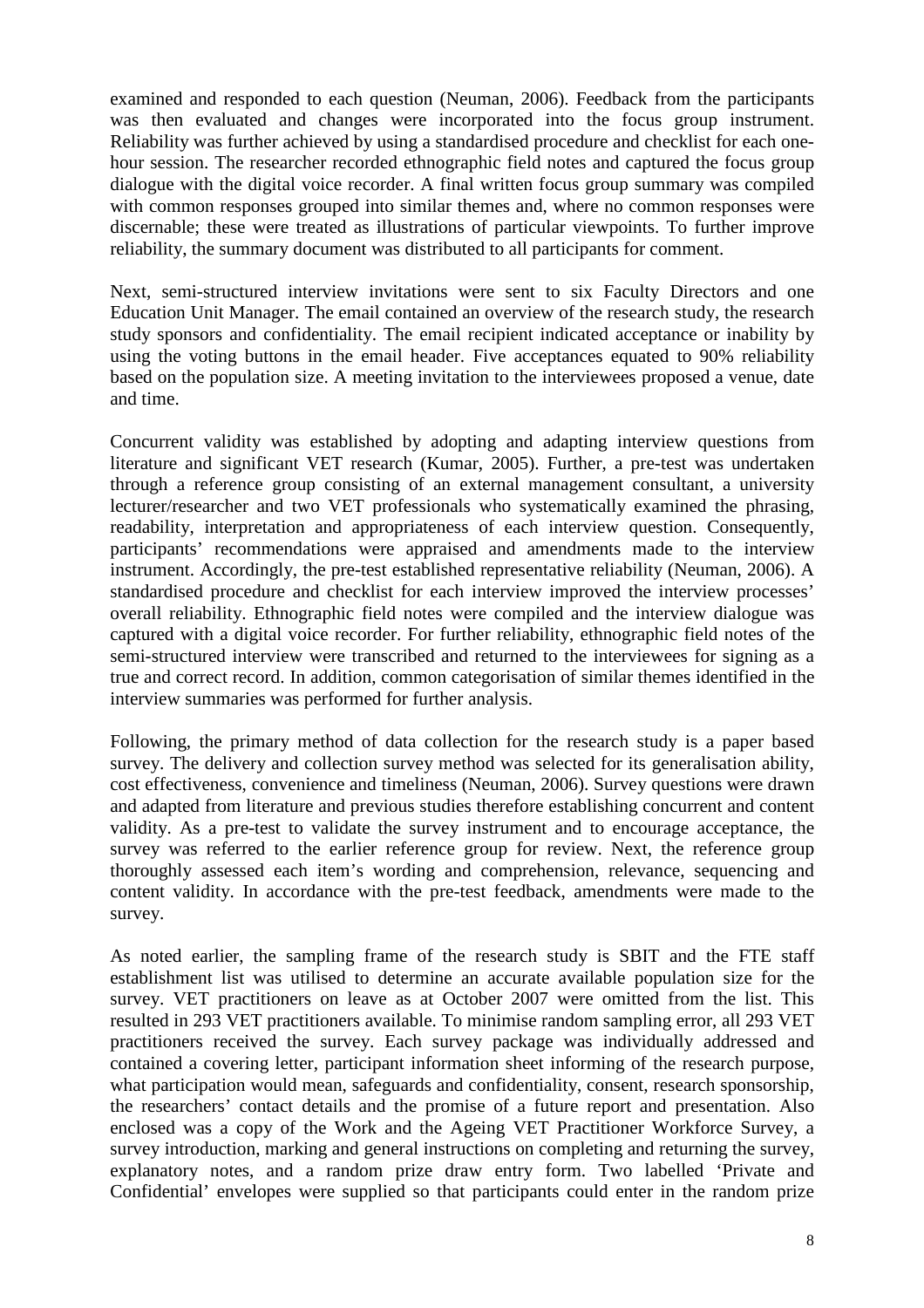examined and responded to each question (Neuman, 2006). Feedback from the participants was then evaluated and changes were incorporated into the focus group instrument. Reliability was further achieved by using a standardised procedure and checklist for each one-hour session. The researcher recorded ethnographic field notes and captured the focus group dialogue with the digital voice recorder. A final written focus group summary was compiled with common responses grouped into similar themes and, where no common responses were discernable; these were treated as illustrations of particular viewpoints. To further improve reliability, the summary document was distributed to all participants for comment.

Next, semi-structured interview invitations were sent to six Faculty Directors and one Education Unit Manager. The email contained an overview of the research study, the research study sponsors and confidentiality. The email recipient indicated acceptance or inability by using the voting buttons in the email header. Five acceptances equated to 90% reliability based on the population size. A meeting invitation to the interviewees proposed a venue, date and time.

Concurrent validity was established by adopting and adapting interview questions from literature and significant VET research (Kumar, 2005). Further, a pre-test was undertaken through a reference group consisting of an external management consultant, a university lecturer/researcher and two VET professionals who systematically examined the phrasing, readability, interpretation and appropriateness of each interview question. Consequently, participants' recommendations were appraised and amendments made to the interview instrument. Accordingly, the pre-test established representative reliability (Neuman, 2006). A standardised procedure and checklist for each interview improved the interview processes' overall reliability. Ethnographic field notes were compiled and the interview dialogue was captured with a digital voice recorder. For further reliability, ethnographic field notes of the semi-structured interview were transcribed and returned to the interviewees for signing as a true and correct record. In addition, common categorisation of similar themes identified in the interview summaries was performed for further analysis.

Following, the primary method of data collection for the research study is a paper based survey. The delivery and collection survey method was selected for its generalisation ability, cost effectiveness, convenience and timeliness (Neuman, 2006). Survey questions were drawn and adapted from literature and previous studies therefore establishing concurrent and content validity. As a pre-test to validate the survey instrument and to encourage acceptance, the survey was referred to the earlier reference group for review. Next, the reference group thoroughly assessed each item's wording and comprehension, relevance, sequencing and content validity. In accordance with the pre-test feedback, amendments were made to the survey.

As noted earlier, the sampling frame of the research study is SBIT and the FTE staff establishment list was utilised to determine an accurate available population size for the survey. VET practitioners on leave as at October 2007 were omitted from the list. This resulted in 293 VET practitioners available. To minimise random sampling error, all 293 VET practitioners received the survey. Each survey package was individually addressed and contained a covering letter, participant information sheet informing of the research purpose, what participation would mean, safeguards and confidentiality, consent, research sponsorship, the researchers' contact details and the promise of a future report and presentation. Also enclosed was a copy of the Work and the Ageing VET Practitioner Workforce Survey, a survey introduction, marking and general instructions on completing and returning the survey, explanatory notes, and a random prize draw entry form. Two labelled 'Private and Confidential' envelopes were supplied so that participants could enter in the random prize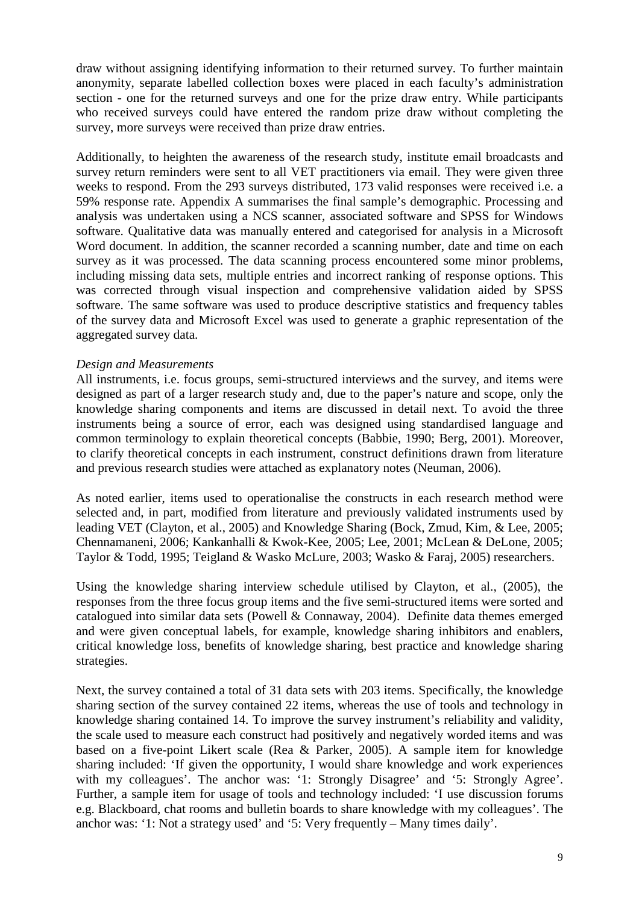draw without assigning identifying information to their returned survey. To further maintain anonymity, separate labelled collection boxes were placed in each faculty's administration section - one for the returned surveys and one for the prize draw entry. While participants who received surveys could have entered the random prize draw without completing the survey, more surveys were received than prize draw entries.

Additionally, to heighten the awareness of the research study, institute email broadcasts and survey return reminders were sent to all VET practitioners via email. They were given three weeks to respond. From the 293 surveys distributed, 173 valid responses were received i.e. a 59% response rate. Appendix A summarises the final sample's demographic. Processing and analysis was undertaken using a NCS scanner, associated software and SPSS for Windows software. Qualitative data was manually entered and categorised for analysis in a Microsoft Word document. In addition, the scanner recorded a scanning number, date and time on each survey as it was processed. The data scanning process encountered some minor problems, including missing data sets, multiple entries and incorrect ranking of response options. This was corrected through visual inspection and comprehensive validation aided by SPSS software. The same software was used to produce descriptive statistics and frequency tables of the survey data and Microsoft Excel was used to generate a graphic representation of the aggregated survey data.

*Design and Measurements*

All instruments, i.e. focus groups, semi-structured interviews and the survey, and items were designed as part of a larger research study and, due to the paper's nature and scope, only the knowledge sharing components and items are discussed in detail next. To avoid the three instruments being a source of error, each was designed using standardised language and common terminology to explain theoretical concepts (Babbie, 1990; Berg, 2001). Moreover, to clarify theoretical concepts in each instrument, construct definitions drawn from literature and previous research studies were attached as explanatory notes (Neuman, 2006).

As noted earlier, items used to operationalise the constructs in each research method were selected and, in part, modified from literature and previously validated instruments used by leading VET (Clayton, et al., 2005) and Knowledge Sharing (Bock, Zmud, Kim, & Lee, 2005; Chennamaneni, 2006; Kankanhalli & Kwok-Kee, 2005; Lee, 2001; McLean & DeLone, 2005; Taylor & Todd, 1995; Teigland & Wasko McLure, 2003; Wasko & Faraj, 2005) researchers.

Using the knowledge sharing interview schedule utilised by Clayton, et al., (2005), the responses from the three focus group items and the five semi-structured items were sorted and catalogued into similar data sets (Powell & Connaway, 2004). Definite data themes emerged and were given conceptual labels, for example, knowledge sharing inhibitors and enablers, critical knowledge loss, benefits of knowledge sharing, best practice and knowledge sharing strategies.

Next, the survey contained a total of 31 data sets with 203 items. Specifically, the knowledge sharing section of the survey contained 22 items, whereas the use of tools and technology in knowledge sharing contained 14. To improve the survey instrument's reliability and validity, the scale used to measure each construct had positively and negatively worded items and was based on a five-point Likert scale (Rea & Parker, 2005). A sample item for knowledge sharing included: 'If given the opportunity, I would share knowledge and work experiences with my colleagues'. The anchor was: '1: Strongly Disagree' and '5: Strongly Agree'. Further, a sample item for usage of tools and technology included: 'I use discussion forums e.g. Blackboard, chat rooms and bulletin boards to share knowledge with my colleagues'. The anchor was: '1: Not a strategy used' and '5: Very frequently – Many times daily'.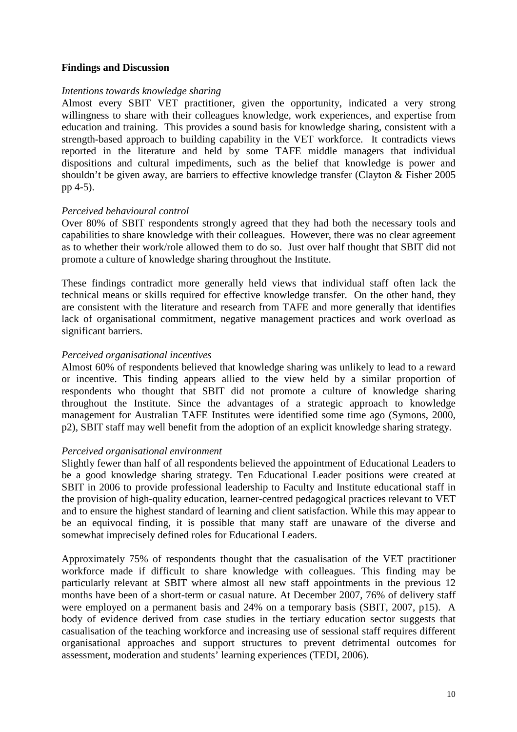**Findings and Discussion**

*Intentions towards knowledge sharing*

Almost every SBIT VET practitioner, given the opportunity, indicated a very strong willingness to share with their colleagues knowledge, work experiences, and expertise from education and training. This provides a sound basis for knowledge sharing, consistent with a strength-based approach to building capability in the VET workforce. It contradicts views reported in the literature and held by some TAFE middle managers that individual dispositions and cultural impediments, such as the belief that knowledge is power and shouldn't be given away, are barriers to effective knowledge transfer (Clayton & Fisher 2005 pp 4-5).

*Perceived behavioural control*

Over 80% of SBIT respondents strongly agreed that they had both the necessary tools and capabilities to share knowledge with their colleagues. However, there was no clear agreement as to whether their work/role allowed them to do so. Just over half thought that SBIT did not promote a culture of knowledge sharing throughout the Institute.

These findings contradict more generally held views that individual staff often lack the technical means or skills required for effective knowledge transfer. On the other hand, they are consistent with the literature and research from TAFE and more generally that identifies lack of organisational commitment, negative management practices and work overload as significant barriers.

*Perceived organisational incentives*

Almost 60% of respondents believed that knowledge sharing was unlikely to lead to a reward or incentive. This finding appears allied to the view held by a similar proportion of respondents who thought that SBIT did not promote a culture of knowledge sharing throughout the Institute. Since the advantages of a strategic approach to knowledge management for Australian TAFE Institutes were identified some time ago (Symons, 2000, p2), SBIT staff may well benefit from the adoption of an explicit knowledge sharing strategy.

*Perceived organisational environment*

Slightly fewer than half of all respondents believed the appointment of Educational Leaders to be a good knowledge sharing strategy. Ten Educational Leader positions were created at SBIT in 2006 to provide professional leadership to Faculty and Institute educational staff in the provision of high-quality education, learner-centred pedagogical practices relevant to VET and to ensure the highest standard of learning and client satisfaction. While this may appear to be an equivocal finding, it is possible that many staff are unaware of the diverse and somewhat imprecisely defined roles for Educational Leaders.

Approximately 75% of respondents thought that the casualisation of the VET practitioner workforce made if difficult to share knowledge with colleagues. This finding may be particularly relevant at SBIT where almost all new staff appointments in the previous 12 months have been of a short-term or casual nature. At December 2007, 76% of delivery staff were employed on a permanent basis and 24% on a temporary basis (SBIT, 2007, p15). A body of evidence derived from case studies in the tertiary education sector suggests that casualisation of the teaching workforce and increasing use of sessional staff requires different organisational approaches and support structures to prevent detrimental outcomes for assessment, moderation and students' learning experiences (TEDI, 2006).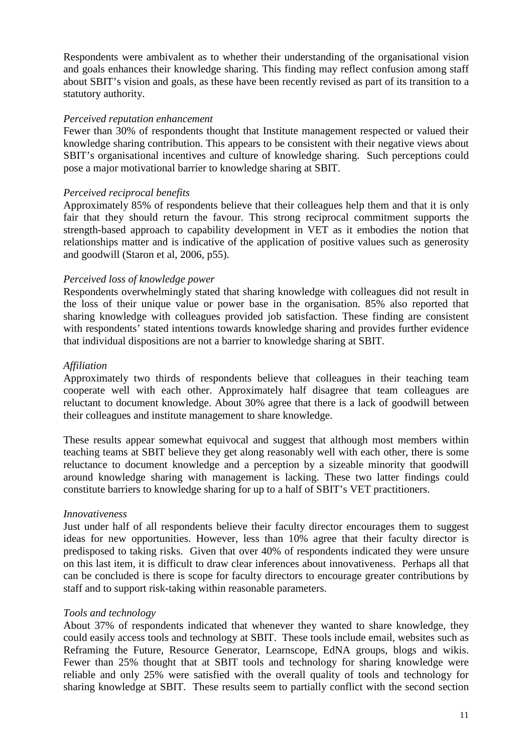Respondents were ambivalent as to whether their understanding of the organisational vision and goals enhances their knowledge sharing. This finding may reflect confusion among staff about SBIT's vision and goals, as these have been recently revised as part of its transition to a statutory authority.

*Perceived reputation enhancement*

Fewer than 30% of respondents thought that Institute management respected or valued their knowledge sharing contribution. This appears to be consistent with their negative views about SBIT's organisational incentives and culture of knowledge sharing. Such perceptions could pose a major motivational barrier to knowledge sharing at SBIT.

*Perceived reciprocal benefits*

Approximately 85% of respondents believe that their colleagues help them and that it is only fair that they should return the favour. This strong reciprocal commitment supports the strength-based approach to capability development in VET as it embodies the notion that relationships matter and is indicative of the application of positive values such as generosity and goodwill (Staron et al, 2006, p55).

*Perceived loss of knowledge power*

Respondents overwhelmingly stated that sharing knowledge with colleagues did not result in the loss of their unique value or power base in the organisation. 85% also reported that sharing knowledge with colleagues provided job satisfaction. These finding are consistent with respondents' stated intentions towards knowledge sharing and provides further evidence that individual dispositions are not a barrier to knowledge sharing at SBIT.

*Affiliation*

Approximately two thirds of respondents believe that colleagues in their teaching team cooperate well with each other. Approximately half disagree that team colleagues are reluctant to document knowledge. About 30% agree that there is a lack of goodwill between their colleagues and institute management to share knowledge.

These results appear somewhat equivocal and suggest that although most members within teaching teams at SBIT believe they get along reasonably well with each other, there is some reluctance to document knowledge and a perception by a sizeable minority that goodwill around knowledge sharing with management is lacking. These two latter findings could constitute barriers to knowledge sharing for up to a half of SBIT's VET practitioners.

*Innovativeness*

Just under half of all respondents believe their faculty director encourages them to suggest ideas for new opportunities. However, less than 10% agree that their faculty director is predisposed to taking risks. Given that over 40% of respondents indicated they were unsure on this last item, it is difficult to draw clear inferences about innovativeness. Perhaps all that can be concluded is there is scope for faculty directors to encourage greater contributions by staff and to support risk-taking within reasonable parameters.

*Tools and technology*

About 37% of respondents indicated that whenever they wanted to share knowledge, they could easily access tools and technology at SBIT. These tools include email, websites such as Reframing the Future, Resource Generator, Learnscope, EdNA groups, blogs and wikis. Fewer than 25% thought that at SBIT tools and technology for sharing knowledge were reliable and only 25% were satisfied with the overall quality of tools and technology for sharing knowledge at SBIT. These results seem to partially conflict with the second section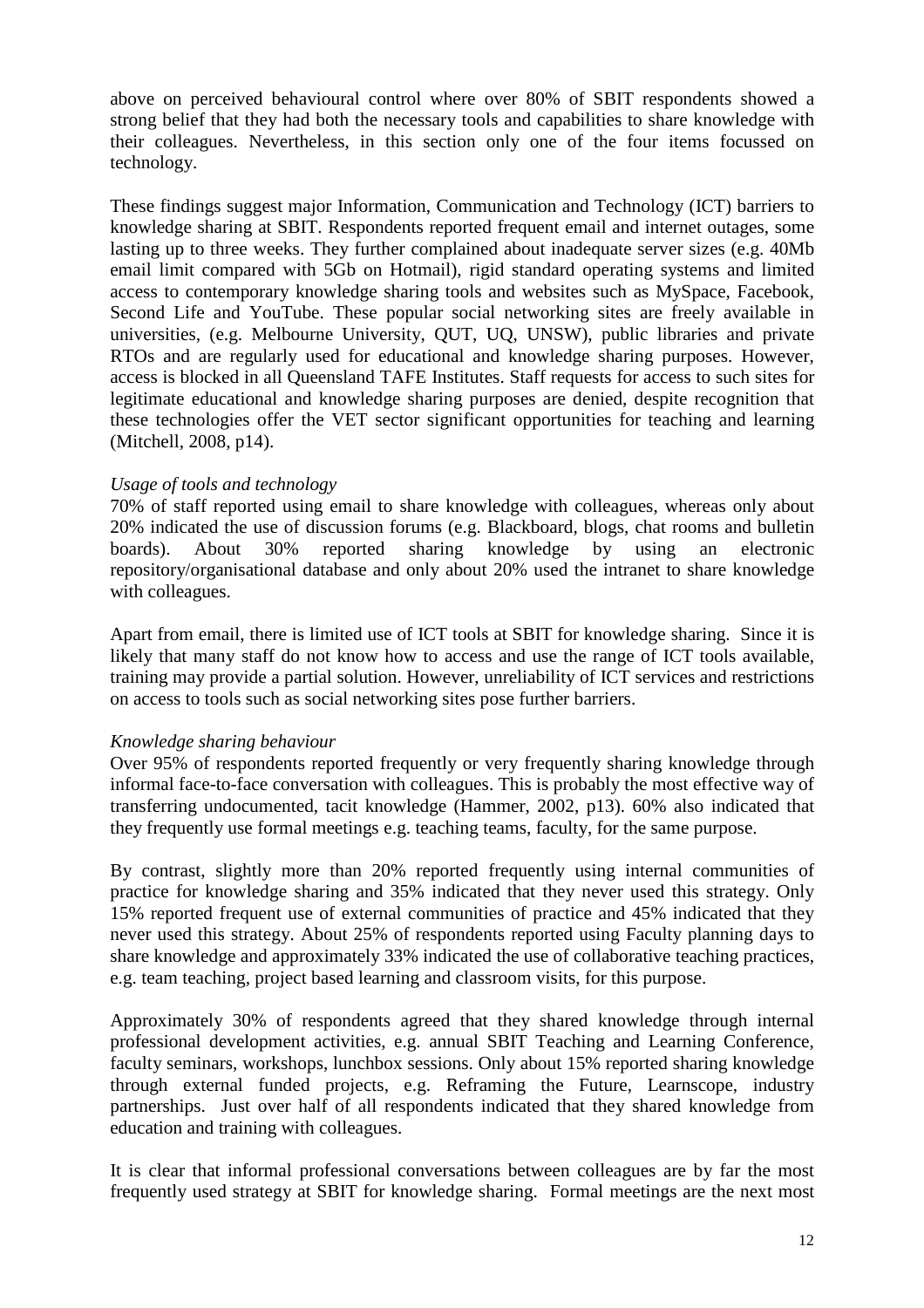above on perceived behavioural control where over 80% of SBIT respondents showed a strong belief that they had both the necessary tools and capabilities to share knowledge with their colleagues. Nevertheless, in this section only one of the four items focussed on technology.

These findings suggest major Information, Communication and Technology (ICT) barriers to knowledge sharing at SBIT. Respondents reported frequent email and internet outages, some lasting up to three weeks. They further complained about inadequate server sizes (e.g. 40Mb email limit compared with 5Gb on Hotmail), rigid standard operating systems and limited access to contemporary knowledge sharing tools and websites such as MySpace, Facebook, Second Life and YouTube. These popular social networking sites are freely available in universities, (e.g. Melbourne University, QUT, UQ, UNSW), public libraries and private RTOs and are regularly used for educational and knowledge sharing purposes. However, access is blocked in all Queensland TAFE Institutes. Staff requests for access to such sites for legitimate educational and knowledge sharing purposes are denied, despite recognition that these technologies offer the VET sector significant opportunities for teaching and learning (Mitchell, 2008, p14).

*Usage of tools and technology*

70% of staff reported using email to share knowledge with colleagues, whereas only about 20% indicated the use of discussion forums (e.g. Blackboard, blogs, chat rooms and bulletin boards). About 30% reported sharing knowledge by using an electronic repository/organisational database and only about 20% used the intranet to share knowledge with colleagues.

Apart from email, there is limited use of ICT tools at SBIT for knowledge sharing. Since it is likely that many staff do not know how to access and use the range of ICT tools available, training may provide a partial solution. However, unreliability of ICT services and restrictions on access to tools such as social networking sites pose further barriers.

*Knowledge sharing behaviour*

Over 95% of respondents reported frequently or very frequently sharing knowledge through informal face-to-face conversation with colleagues. This is probably the most effective way of transferring undocumented, tacit knowledge (Hammer, 2002, p13). 60% also indicated that they frequently use formal meetings e.g. teaching teams, faculty, for the same purpose.

By contrast, slightly more than 20% reported frequently using internal communities of practice for knowledge sharing and 35% indicated that they never used this strategy. Only 15% reported frequent use of external communities of practice and 45% indicated that they never used this strategy. About 25% of respondents reported using Faculty planning days to share knowledge and approximately 33% indicated the use of collaborative teaching practices, e.g. team teaching, project based learning and classroom visits, for this purpose.

Approximately 30% of respondents agreed that they shared knowledge through internal professional development activities, e.g. annual SBIT Teaching and Learning Conference, faculty seminars, workshops, lunchbox sessions. Only about 15% reported sharing knowledge through external funded projects, e.g. Reframing the Future, Learnscope, industry partnerships. Just over half of all respondents indicated that they shared knowledge from education and training with colleagues.

It is clear that informal professional conversations between colleagues are by far the most frequently used strategy at SBIT for knowledge sharing. Formal meetings are the next most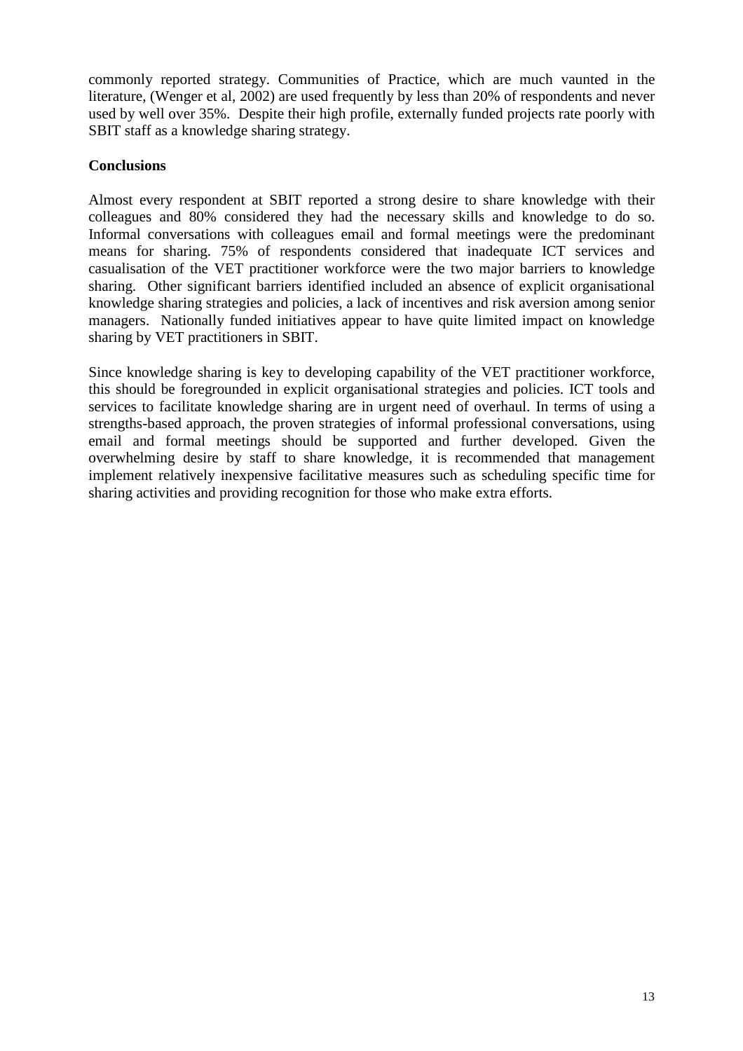commonly reported strategy. Communities of Practice, which are much vaunted in the literature, (Wenger et al, 2002) are used frequently by less than 20% of respondents and never used by well over 35%. Despite their high profile, externally funded projects rate poorly with SBIT staff as a knowledge sharing strategy.

## Conclusions

Almost every respondent at SBIT reported a strong desire to share knowledge with their colleagues and 80% considered they had the necessary skills and knowledge to do so. Informal conversations with colleagues email and formal meetings were the predominant means for sharing. 75% of respondents considered that inadequate ICT services and casualisation of the VET practitioner workforce were the two major barriers to knowledge sharing. Other significant barriers identified included an absence of explicit organisational knowledge sharing strategies and policies, a lack of incentives and risk aversion among senior managers. Nationally funded initiatives appear to have quite limited impact on knowledge sharing by VET practitioners in SBIT.

Since knowledge sharing is key to developing capability of the VET practitioner workforce, this should be foregrounded in explicit organisational strategies and policies. ICT tools and services to facilitate knowledge sharing are in urgent need of overhaul. In terms of using a strengths-based approach, the proven strategies of informal professional conversations, using email and formal meetings should be supported and further developed. Given the overwhelming desire by staff to share knowledge, it is recommended that management implement relatively inexpensive facilitative measures such as scheduling specific time for sharing activities and providing recognition for those who make extra efforts.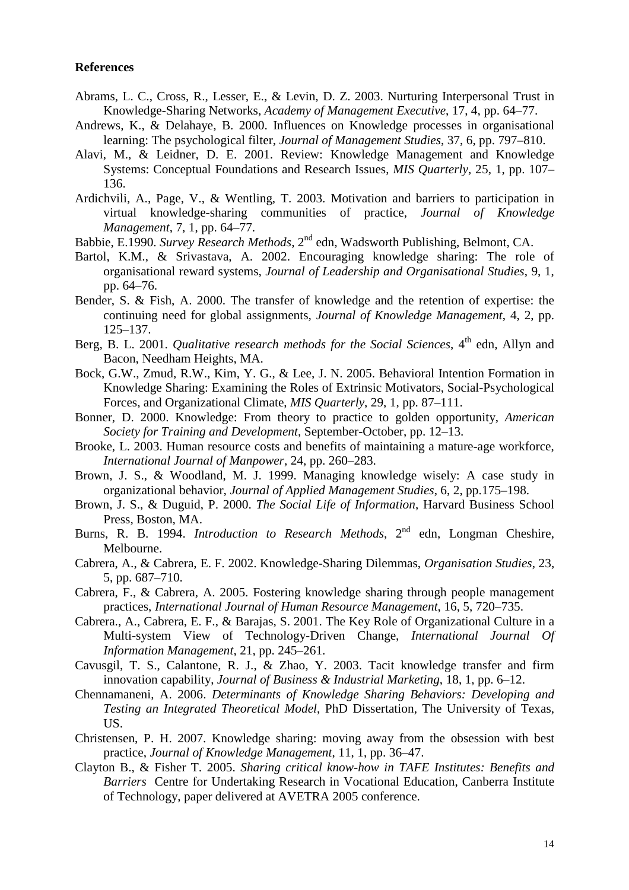**References**

Abrams, L. C., Cross, R., Lesser, E., & Levin, D. Z. 2003. Nurturing Interpersonal Trust in Knowledge-Sharing Networks, *Academy of Management Executive*, 17, 4, pp. 64–77.

Andrews, K., & Delahaye, B. 2000. Influences on Knowledge processes in organisational learning: The psychological filter, *Journal of Management Studies*, 37, 6, pp. 797–810.

Alavi, M., & Leidner, D. E. 2001. Review: Knowledge Management and Knowledge Systems: Conceptual Foundations and Research Issues, *MIS Quarterly*, 25, 1, pp. 107–136.

Ardichvili, A., Page, V., & Wentling, T. 2003. Motivation and barriers to participation in virtual knowledge-sharing communities of practice, *Journal of Knowledge Management*, 7, 1, pp. 64–77.

Babbie, E.1990. *Survey Research Methods*, 2nd edn, Wadsworth Publishing, Belmont, CA.

Bartol, K.M., & Srivastava, A. 2002. Encouraging knowledge sharing: The role of organisational reward systems, *Journal of Leadership and Organisational Studies*, 9, 1, pp. 64–76.

Bender, S. & Fish, A. 2000. The transfer of knowledge and the retention of expertise: the continuing need for global assignments, *Journal of Knowledge Management*, 4, 2, pp. 125–137.

Berg, B. L. 2001. *Qualitative research methods for the Social Sciences*, 4th edn, Allyn and Bacon, Needham Heights, MA.

Bock, G.W., Zmud, R.W., Kim, Y. G., & Lee, J. N. 2005. Behavioral Intention Formation in Knowledge Sharing: Examining the Roles of Extrinsic Motivators, Social-Psychological Forces, and Organizational Climate, *MIS Quarterly*, 29, 1, pp. 87–111.

Bonner, D. 2000. Knowledge: From theory to practice to golden opportunity, *American Society for Training and Development*, September-October, pp. 12–13.

Brooke, L. 2003. Human resource costs and benefits of maintaining a mature-age workforce, *International Journal of Manpower*, 24, pp. 260–283.

Brown, J. S., & Woodland, M. J. 1999. Managing knowledge wisely: A case study in organizational behavior, *Journal of Applied Management Studies*, 6, 2, pp.175–198.

Brown, J. S., & Duguid, P. 2000. *The Social Life of Information*, Harvard Business School Press, Boston, MA.

Burns, R. B. 1994. *Introduction to Research Methods*, 2nd edn, Longman Cheshire, Melbourne.

Cabrera, A., & Cabrera, E. F. 2002. Knowledge-Sharing Dilemmas, *Organisation Studies*, 23, 5, pp. 687–710.

Cabrera, F., & Cabrera, A. 2005. Fostering knowledge sharing through people management practices, *International Journal of Human Resource Management*, 16, 5, 720–735.

Cabrera., A., Cabrera, E. F., & Barajas, S. 2001. The Key Role of Organizational Culture in a Multi-system View of Technology-Driven Change, *International Journal Of Information Management*, 21, pp. 245–261.

Cavusgil, T. S., Calantone, R. J., & Zhao, Y. 2003. Tacit knowledge transfer and firm innovation capability, *Journal of Business & Industrial Marketing*, 18, 1, pp. 6–12.

Chennamaneni, A. 2006. *Determinants of Knowledge Sharing Behaviors: Developing and Testing an Integrated Theoretical Model*, PhD Dissertation, The University of Texas, US.

Christensen, P. H. 2007. Knowledge sharing: moving away from the obsession with best practice, *Journal of Knowledge Management*, 11, 1, pp. 36–47.

Clayton B., & Fisher T. 2005. *Sharing critical know-how in TAFE Institutes: Benefits and Barriers* Centre for Undertaking Research in Vocational Education, Canberra Institute of Technology, paper delivered at AVETRA 2005 conference.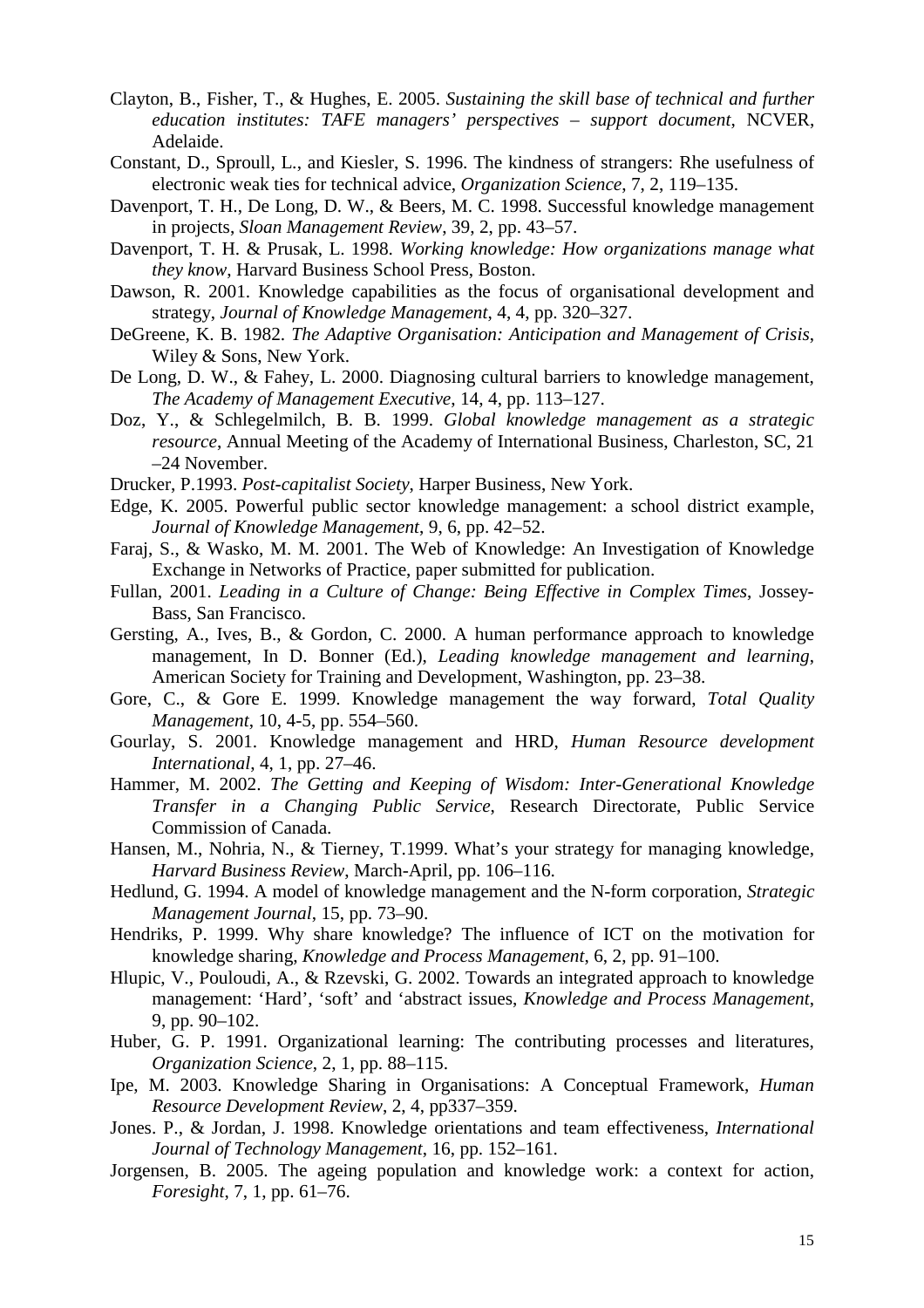Clayton, B., Fisher, T., & Hughes, E. 2005. *Sustaining the skill base of technical and further education institutes: TAFE managers' perspectives – support document*, NCVER, Adelaide.

Constant, D., Sproull, L., and Kiesler, S. 1996. The kindness of strangers: Rhe usefulness of electronic weak ties for technical advice, *Organization Science*, 7, 2, 119–135.

Davenport, T. H., De Long, D. W., & Beers, M. C. 1998. Successful knowledge management in projects, *Sloan Management Review*, 39, 2, pp. 43–57.

Davenport, T. H. & Prusak, L. 1998. *Working knowledge: How organizations manage what they know*, Harvard Business School Press, Boston.

Dawson, R. 2001. Knowledge capabilities as the focus of organisational development and strategy, *Journal of Knowledge Management*, 4, 4, pp. 320–327.

DeGreene, K. B. 1982. *The Adaptive Organisation: Anticipation and Management of Crisis*, Wiley & Sons, New York.

De Long, D. W., & Fahey, L. 2000. Diagnosing cultural barriers to knowledge management, *The Academy of Management Executive*, 14, 4, pp. 113–127.

Doz, Y., & Schlegelmilch, B. B. 1999. *Global knowledge management as a strategic resource*, Annual Meeting of the Academy of International Business, Charleston, SC, 21 –24 November.

Drucker, P.1993. *Post-capitalist Society*, Harper Business, New York.

Edge, K. 2005. Powerful public sector knowledge management: a school district example, *Journal of Knowledge Management*, 9, 6, pp. 42–52.

Faraj, S., & Wasko, M. M. 2001. The Web of Knowledge: An Investigation of Knowledge Exchange in Networks of Practice, paper submitted for publication.

Fullan, 2001. *Leading in a Culture of Change: Being Effective in Complex Times*, Jossey-Bass, San Francisco.

Gersting, A., Ives, B., & Gordon, C. 2000. A human performance approach to knowledge management, In D. Bonner (Ed.), *Leading knowledge management and learning*, American Society for Training and Development, Washington, pp. 23–38.

Gore, C., & Gore E. 1999. Knowledge management the way forward, *Total Quality Management*, 10, 4-5, pp. 554–560.

Gourlay, S. 2001. Knowledge management and HRD, *Human Resource development International*, 4, 1, pp. 27–46.

Hammer, M. 2002. *The Getting and Keeping of Wisdom: Inter-Generational Knowledge Transfer in a Changing Public Service*, Research Directorate, Public Service Commission of Canada.

Hansen, M., Nohria, N., & Tierney, T.1999. What's your strategy for managing knowledge, *Harvard Business Review*, March-April, pp. 106–116.

Hedlund, G. 1994. A model of knowledge management and the N-form corporation, *Strategic Management Journal*, 15, pp. 73–90.

Hendriks, P. 1999. Why share knowledge? The influence of ICT on the motivation for knowledge sharing, *Knowledge and Process Management*, 6, 2, pp. 91–100.

Hlupic, V., Pouloudi, A., & Rzevski, G. 2002. Towards an integrated approach to knowledge management: 'Hard', 'soft' and 'abstract issues, *Knowledge and Process Management*, 9, pp. 90–102.

Huber, G. P. 1991. Organizational learning: The contributing processes and literatures, *Organization Science*, 2, 1, pp. 88–115.

Ipe, M. 2003. Knowledge Sharing in Organisations: A Conceptual Framework, *Human Resource Development Review*, 2, 4, pp337–359.

Jones. P., & Jordan, J. 1998. Knowledge orientations and team effectiveness, *International Journal of Technology Management*, 16, pp. 152–161.

Jorgensen, B. 2005. The ageing population and knowledge work: a context for action, *Foresight*, 7, 1, pp. 61–76.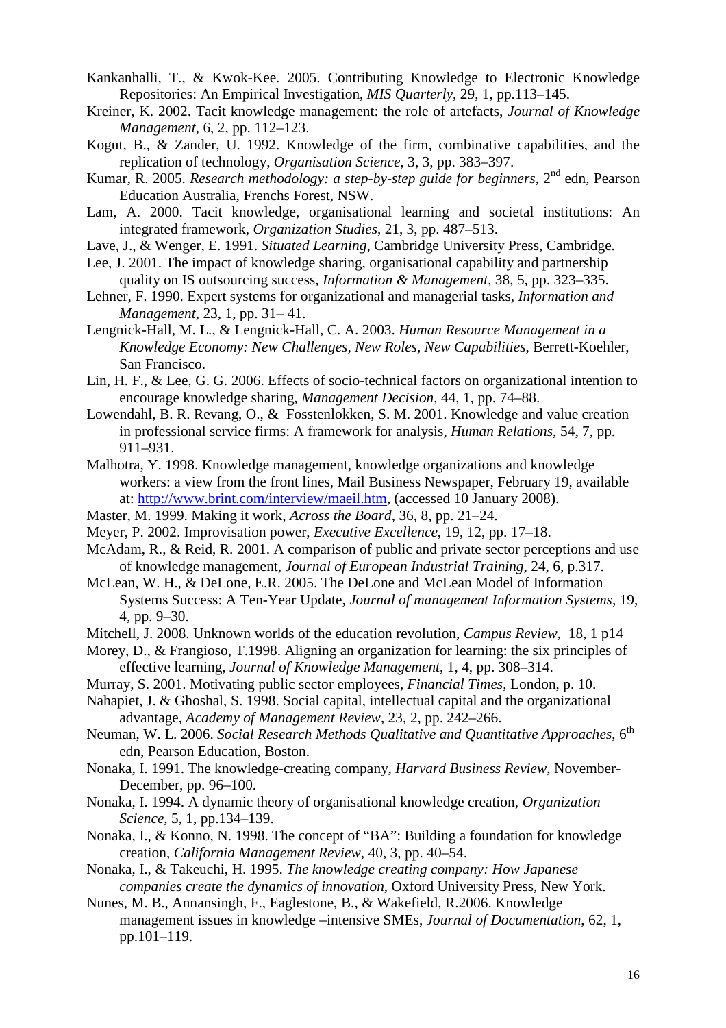Kankanhalli, T., & Kwok-Kee. 2005. Contributing Knowledge to Electronic Knowledge Repositories: An Empirical Investigation, *MIS Quarterly*, 29, 1, pp.113–145.

Kreiner, K. 2002. Tacit knowledge management: the role of artefacts, *Journal of Knowledge Management*, 6, 2, pp. 112–123.

Kogut, B., & Zander, U. 1992. Knowledge of the firm, combinative capabilities, and the replication of technology, *Organisation Science*, 3, 3, pp. 383–397.

Kumar, R. 2005. *Research methodology: a step-by-step guide for beginners*, 2nd edn, Pearson Education Australia, Frenchs Forest, NSW.

Lam, A. 2000. Tacit knowledge, organisational learning and societal institutions: An integrated framework, *Organization Studies*, 21, 3, pp. 487–513.

Lave, J., & Wenger, E. 1991. *Situated Learning*, Cambridge University Press, Cambridge.

Lee, J. 2001. The impact of knowledge sharing, organisational capability and partnership quality on IS outsourcing success, *Information & Management*, 38, 5, pp. 323–335.

Lehner, F. 1990. Expert systems for organizational and managerial tasks, *Information and Management*, 23, 1, pp. 31– 41.

Lengnick-Hall, M. L., & Lengnick-Hall, C. A. 2003. *Human Resource Management in a Knowledge Economy: New Challenges, New Roles, New Capabilities*, Berrett-Koehler, San Francisco.

Lin, H. F., & Lee, G. G. 2006. Effects of socio-technical factors on organizational intention to encourage knowledge sharing, *Management Decision*, 44, 1, pp. 74–88.

Lowendahl, B. R. Revang, O., & Fosstenlokken, S. M. 2001. Knowledge and value creation in professional service firms: A framework for analysis, *Human Relations*, 54, 7, pp. 911–931.

Malhotra, Y. 1998. Knowledge management, knowledge organizations and knowledge workers: a view from the front lines, Mail Business Newspaper, February 19, available at: http://www.brint.com/interview/maeil.htm, (accessed 10 January 2008).

Master, M. 1999. Making it work, *Across the Board*, 36, 8, pp. 21–24.

Meyer, P. 2002. Improvisation power, *Executive Excellence*, 19, 12, pp. 17–18.

McAdam, R., & Reid, R. 2001. A comparison of public and private sector perceptions and use of knowledge management, *Journal of European Industrial Training*, 24, 6, p.317.

McLean, W. H., & DeLone, E.R. 2005. The DeLone and McLean Model of Information Systems Success: A Ten-Year Update, *Journal of management Information Systems*, 19, 4, pp. 9–30.

Mitchell, J. 2008. Unknown worlds of the education revolution, *Campus Review,* 18, 1 p14

Morey, D., & Frangioso, T.1998. Aligning an organization for learning: the six principles of effective learning, *Journal of Knowledge Management*, 1, 4, pp. 308–314.

Murray, S. 2001. Motivating public sector employees, *Financial Times*, London, p. 10.

Nahapiet, J. & Ghoshal, S. 1998. Social capital, intellectual capital and the organizational advantage, *Academy of Management Review*, 23, 2, pp. 242–266.

Neuman, W. L. 2006. *Social Research Methods Qualitative and Quantitative Approaches*, 6th edn, Pearson Education, Boston.

Nonaka, I. 1991. The knowledge-creating company, *Harvard Business Review*, November-December, pp. 96–100.

Nonaka, I. 1994. A dynamic theory of organisational knowledge creation, *Organization Science*, 5, 1, pp.134–139.

Nonaka, I., & Konno, N. 1998. The concept of "BA": Building a foundation for knowledge creation, *California Management Review*, 40, 3, pp. 40–54.

Nonaka, I., & Takeuchi, H. 1995. *The knowledge creating company: How Japanese companies create the dynamics of innovation*, Oxford University Press, New York.

Nunes, M. B., Annansingh, F., Eaglestone, B., & Wakefield, R.2006. Knowledge management issues in knowledge –intensive SMEs, *Journal of Documentation*, 62, 1, pp.101–119.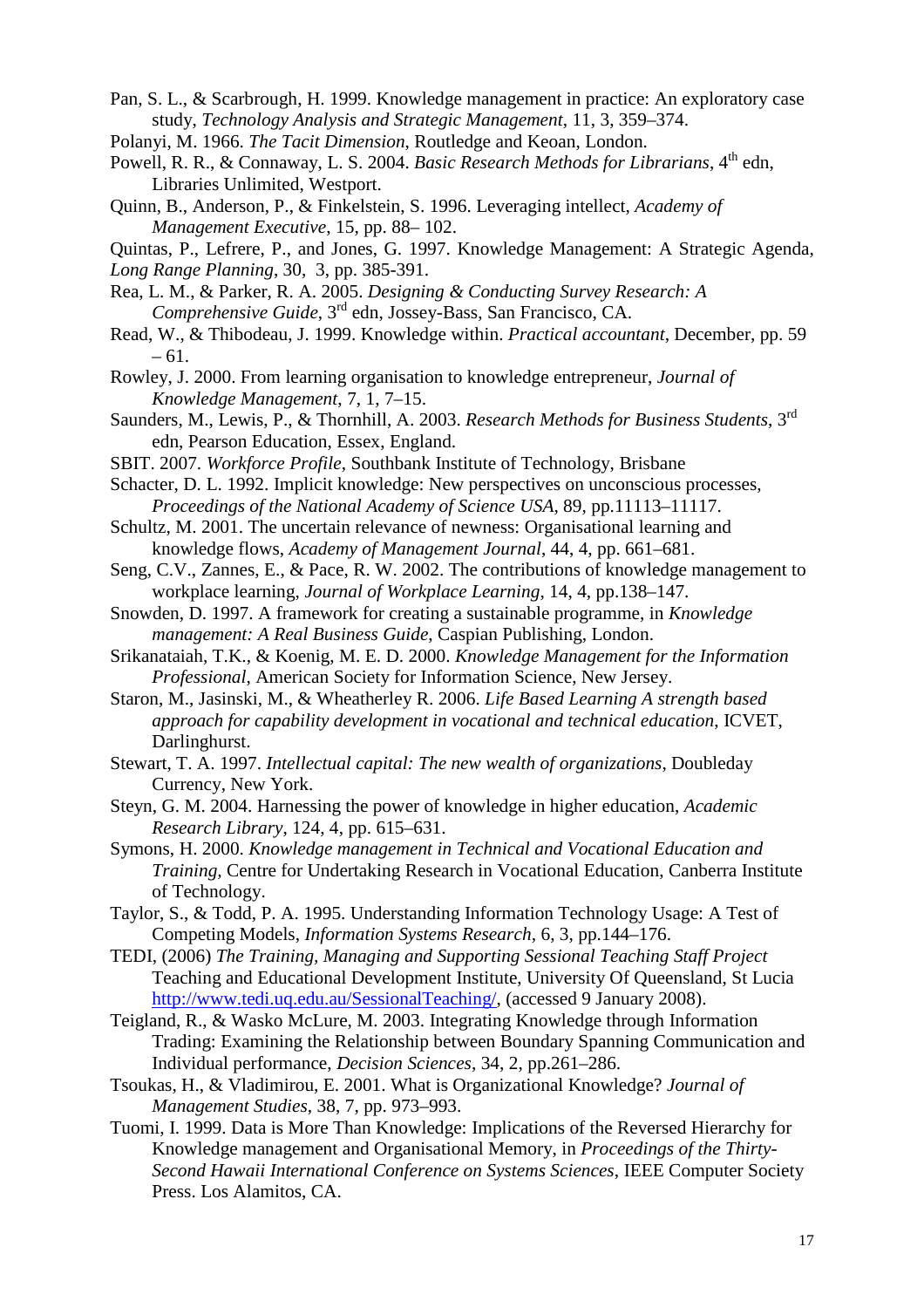Pan, S. L., & Scarbrough, H. 1999. Knowledge management in practice: An exploratory case study, *Technology Analysis and Strategic Management*, 11, 3, 359–374.

Polanyi, M. 1966. *The Tacit Dimension*, Routledge and Keoan, London.

Powell, R. R., & Connaway, L. S. 2004. *Basic Research Methods for Librarians*, 4th edn, Libraries Unlimited, Westport.

Quinn, B., Anderson, P., & Finkelstein, S. 1996. Leveraging intellect, *Academy of Management Executive*, 15, pp. 88– 102.

Quintas, P., Lefrere, P., and Jones, G. 1997. Knowledge Management: A Strategic Agenda, *Long Range Planning*, 30, 3, pp. 385-391.

Rea, L. M., & Parker, R. A. 2005. *Designing & Conducting Survey Research: A Comprehensive Guide*, 3rd edn, Jossey-Bass, San Francisco, CA.

Read, W., & Thibodeau, J. 1999. Knowledge within. *Practical accountant*, December, pp. 59 – 61.

Rowley, J. 2000. From learning organisation to knowledge entrepreneur, *Journal of Knowledge Management*, 7, 1, 7–15.

Saunders, M., Lewis, P., & Thornhill, A. 2003. *Research Methods for Business Students*, 3rd edn, Pearson Education, Essex, England.

SBIT. 2007. *Workforce Profile*, Southbank Institute of Technology, Brisbane

Schacter, D. L. 1992. Implicit knowledge: New perspectives on unconscious processes, *Proceedings of the National Academy of Science USA*, 89, pp.11113–11117.

Schultz, M. 2001. The uncertain relevance of newness: Organisational learning and knowledge flows, *Academy of Management Journal*, 44, 4, pp. 661–681.

Seng, C.V., Zannes, E., & Pace, R. W. 2002. The contributions of knowledge management to workplace learning, *Journal of Workplace Learning*, 14, 4, pp.138–147.

Snowden, D. 1997. A framework for creating a sustainable programme, in *Knowledge management: A Real Business Guide*, Caspian Publishing, London.

Srikanataiah, T.K., & Koenig, M. E. D. 2000. *Knowledge Management for the Information Professional*, American Society for Information Science, New Jersey.

Staron, M., Jasinski, M., & Wheatherley R. 2006. *Life Based Learning A strength based approach for capability development in vocational and technical education*, ICVET, Darlinghurst.

Stewart, T. A. 1997. *Intellectual capital: The new wealth of organizations*, Doubleday Currency, New York.

Steyn, G. M. 2004. Harnessing the power of knowledge in higher education, *Academic Research Library*, 124, 4, pp. 615–631.

Symons, H. 2000. *Knowledge management in Technical and Vocational Education and Training*, Centre for Undertaking Research in Vocational Education, Canberra Institute of Technology.

Taylor, S., & Todd, P. A. 1995. Understanding Information Technology Usage: A Test of Competing Models, *Information Systems Research*, 6, 3, pp.144–176.

TEDI, (2006) *The Training, Managing and Supporting Sessional Teaching Staff Project* Teaching and Educational Development Institute, University Of Queensland, St Lucia http://www.tedi.uq.edu.au/SessionalTeaching/, (accessed 9 January 2008).

Teigland, R., & Wasko McLure, M. 2003. Integrating Knowledge through Information Trading: Examining the Relationship between Boundary Spanning Communication and Individual performance, *Decision Sciences*, 34, 2, pp.261–286.

Tsoukas, H., & Vladimirou, E. 2001. What is Organizational Knowledge? *Journal of Management Studies*, 38, 7, pp. 973–993.

Tuomi, I. 1999. Data is More Than Knowledge: Implications of the Reversed Hierarchy for Knowledge management and Organisational Memory, in *Proceedings of the Thirty-Second Hawaii International Conference on Systems Sciences*, IEEE Computer Society Press. Los Alamitos, CA.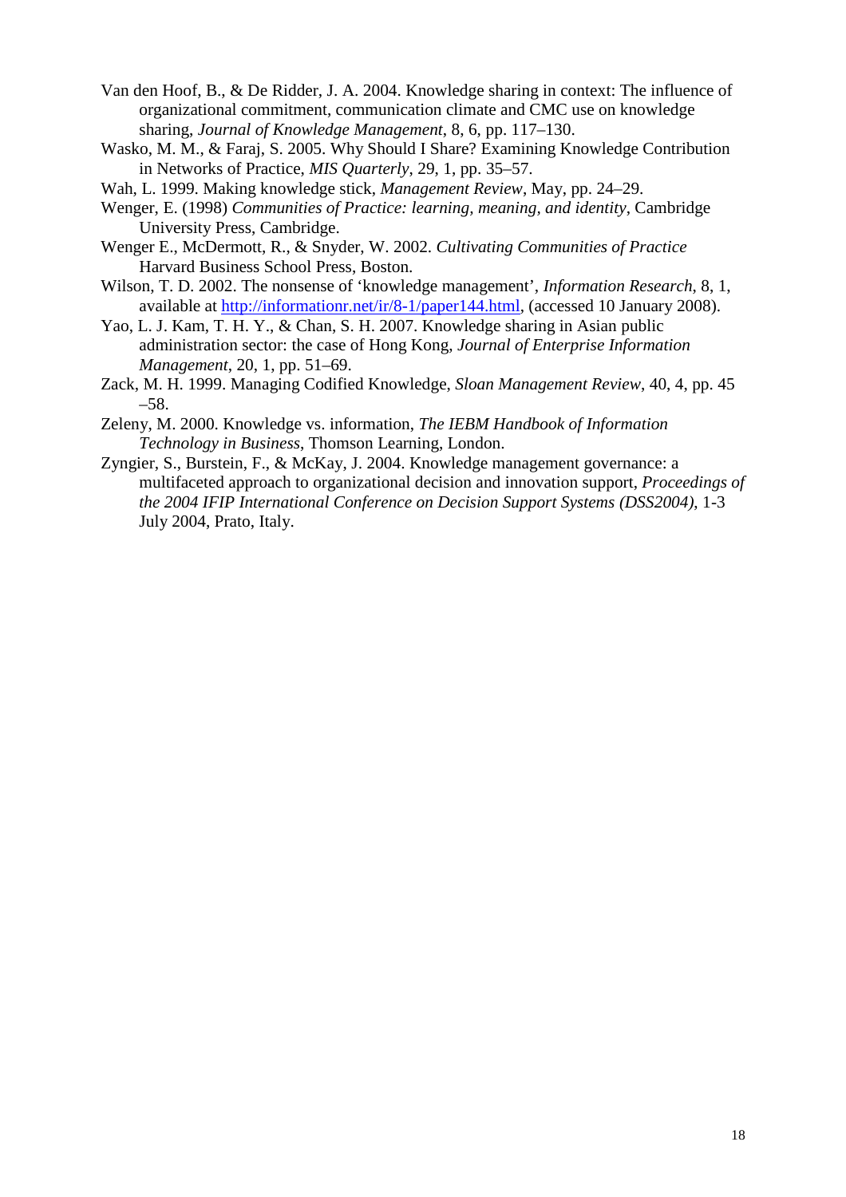Van den Hoof, B., & De Ridder, J. A. 2004. Knowledge sharing in context: The influence of organizational commitment, communication climate and CMC use on knowledge sharing, *Journal of Knowledge Management*, 8, 6, pp. 117–130.

Wasko, M. M., & Faraj, S. 2005. Why Should I Share? Examining Knowledge Contribution in Networks of Practice, *MIS Quarterly*, 29, 1, pp. 35–57.

Wah, L. 1999. Making knowledge stick, *Management Review*, May, pp. 24–29.

Wenger, E. (1998) *Communities of Practice: learning, meaning, and identity*, Cambridge University Press, Cambridge.

Wenger E., McDermott, R., & Snyder, W. 2002. *Cultivating Communities of Practice* Harvard Business School Press, Boston.

Wilson, T. D. 2002. The nonsense of 'knowledge management', *Information Research*, 8, 1, available at [http://informationr.net/ir/8-1/paper144.html](http://informationr.net/ir/8-1/paper144.html), (accessed 10 January 2008).

Yao, L. J. Kam, T. H. Y., & Chan, S. H. 2007. Knowledge sharing in Asian public administration sector: the case of Hong Kong, *Journal of Enterprise Information Management*, 20, 1, pp. 51–69.

Zack, M. H. 1999. Managing Codified Knowledge, *Sloan Management Review*, 40, 4, pp. 45 –58.

Zeleny, M. 2000. Knowledge vs. information, *The IEBM Handbook of Information Technology in Business*, Thomson Learning, London.

Zyngier, S., Burstein, F., & McKay, J. 2004. Knowledge management governance: a multifaceted approach to organizational decision and innovation support, *Proceedings of the 2004 IFIP International Conference on Decision Support Systems (DSS2004)*, 1-3 July 2004, Prato, Italy.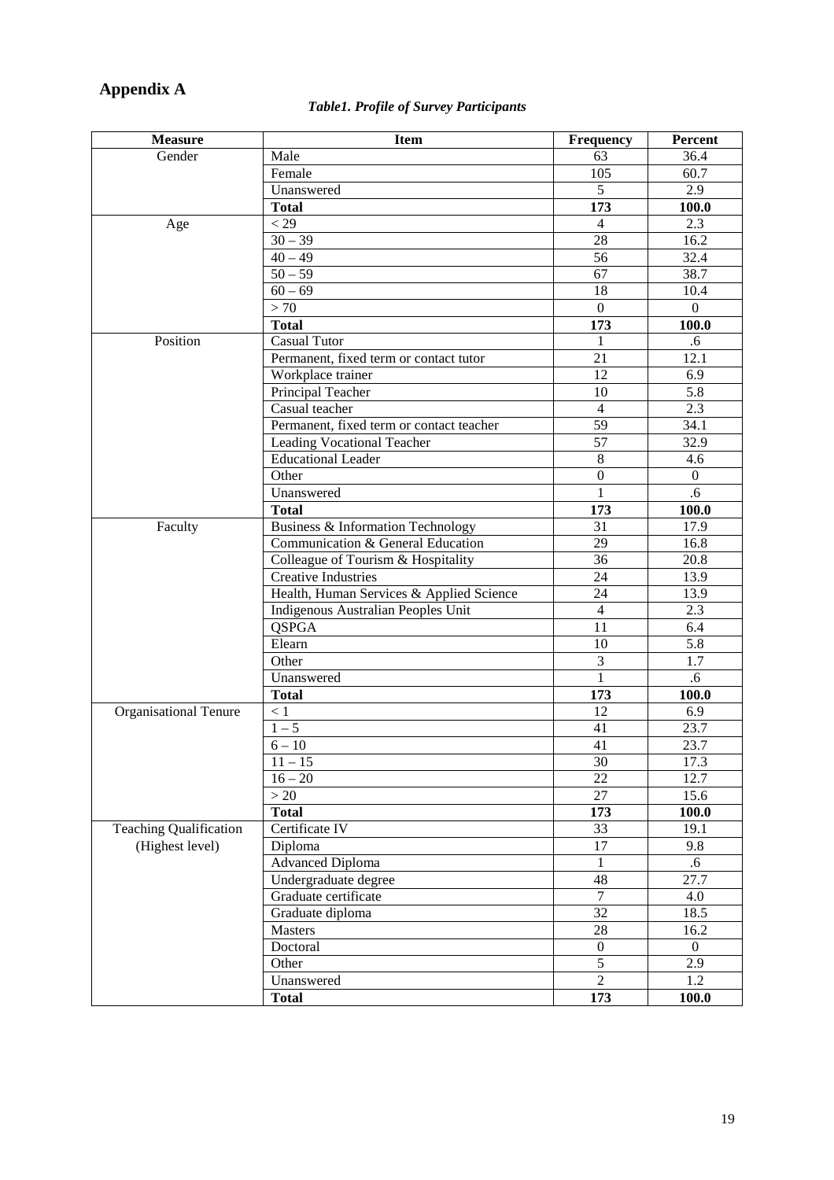## Appendix A

***Table1. Profile of Survey Participants***

| Measure | Item | Frequency | Percent |
|---|---|---|---|
| Gender | Male | 63 | 36.4 |
| | Female | 105 | 60.7 |
| | Unanswered | 5 | 2.9 |
| | **Total** | **173** | **100.0** |
| Age | < 29 | 4 | 2.3 |
| | 30 – 39 | 28 | 16.2 |
| | 40 – 49 | 56 | 32.4 |
| | 50 – 59 | 67 | 38.7 |
| | 60 – 69 | 18 | 10.4 |
| | > 70 | 0 | 0 |
| | **Total** | **173** | **100.0** |
| Position | Casual Tutor | 1 | .6 |
| | Permanent, fixed term or contact tutor | 21 | 12.1 |
| | Workplace trainer | 12 | 6.9 |
| | Principal Teacher | 10 | 5.8 |
| | Casual teacher | 4 | 2.3 |
| | Permanent, fixed term or contact teacher | 59 | 34.1 |
| | Leading Vocational Teacher | 57 | 32.9 |
| | Educational Leader | 8 | 4.6 |
| | Other | 0 | 0 |
| | Unanswered | 1 | .6 |
| | **Total** | **173** | **100.0** |
| Faculty | Business & Information Technology | 31 | 17.9 |
| | Communication & General Education | 29 | 16.8 |
| | Colleague of Tourism & Hospitality | 36 | 20.8 |
| | Creative Industries | 24 | 13.9 |
| | Health, Human Services & Applied Science | 24 | 13.9 |
| | Indigenous Australian Peoples Unit | 4 | 2.3 |
| | QSPGA | 11 | 6.4 |
| | Elearn | 10 | 5.8 |
| | Other | 3 | 1.7 |
| | Unanswered | 1 | .6 |
| | **Total** | **173** | **100.0** |
| Organisational Tenure | < 1 | 12 | 6.9 |
| | 1 – 5 | 41 | 23.7 |
| | 6 – 10 | 41 | 23.7 |
| | 11 – 15 | 30 | 17.3 |
| | 16 – 20 | 22 | 12.7 |
| | > 20 | 27 | 15.6 |
| | **Total** | **173** | **100.0** |
| Teaching Qualification (Highest level) | Certificate IV | 33 | 19.1 |
| | Diploma | 17 | 9.8 |
| | Advanced Diploma | 1 | .6 |
| | Undergraduate degree | 48 | 27.7 |
| | Graduate certificate | 7 | 4.0 |
| | Graduate diploma | 32 | 18.5 |
| | Masters | 28 | 16.2 |
| | Doctoral | 0 | 0 |
| | Other | 5 | 2.9 |
| | Unanswered | 2 | 1.2 |
| | **Total** | **173** | **100.0** |